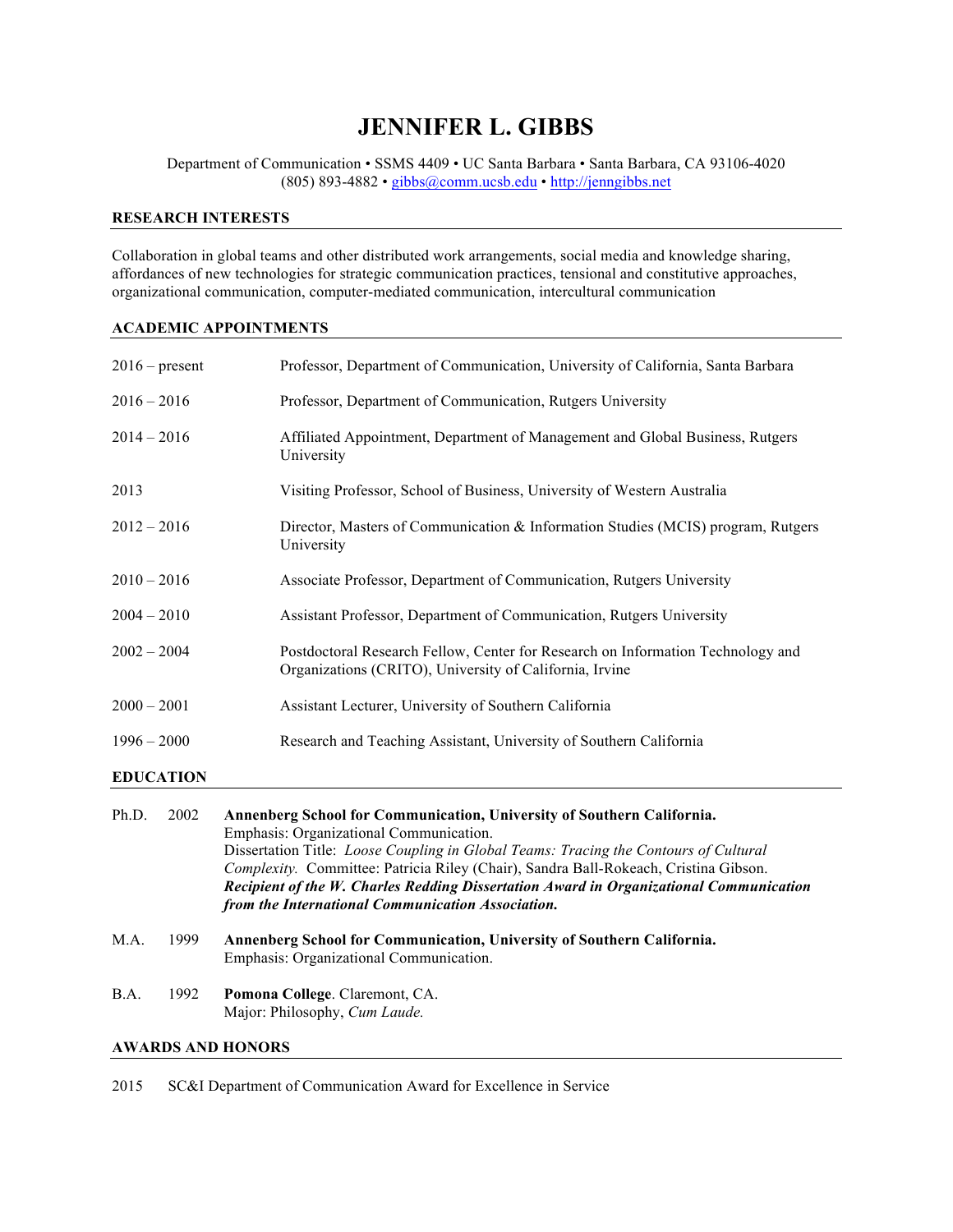# JENNIFER L. GIBBS

Department of Communication • SSMS 4409 • UC Santa Barbara • Santa Barbara, CA 93106-4020
(805) 893-4882 • gibbs@comm.ucsb.edu • http://jenngibbs.net

## RESEARCH INTERESTS

Collaboration in global teams and other distributed work arrangements, social media and knowledge sharing, affordances of new technologies for strategic communication practices, tensional and constitutive approaches, organizational communication, computer-mediated communication, intercultural communication

## ACADEMIC APPOINTMENTS

2016 – present Professor, Department of Communication, University of California, Santa Barbara

2016 – 2016 Professor, Department of Communication, Rutgers University

2014 – 2016 Affiliated Appointment, Department of Management and Global Business, Rutgers University

2013 Visiting Professor, School of Business, University of Western Australia

2012 – 2016 Director, Masters of Communication & Information Studies (MCIS) program, Rutgers University

2010 – 2016 Associate Professor, Department of Communication, Rutgers University

2004 – 2010 Assistant Professor, Department of Communication, Rutgers University

2002 – 2004 Postdoctoral Research Fellow, Center for Research on Information Technology and Organizations (CRITO), University of California, Irvine

2000 – 2001 Assistant Lecturer, University of Southern California

1996 – 2000 Research and Teaching Assistant, University of Southern California

## EDUCATION

Ph.D. 2002 **Annenberg School for Communication, University of Southern California.**
Emphasis: Organizational Communication.
Dissertation Title: *Loose Coupling in Global Teams: Tracing the Contours of Cultural Complexity.* Committee: Patricia Riley (Chair), Sandra Ball-Rokeach, Cristina Gibson.
***Recipient of the W. Charles Redding Dissertation Award in Organizational Communication from the International Communication Association.***

M.A. 1999 **Annenberg School for Communication, University of Southern California.**
Emphasis: Organizational Communication.

B.A. 1992 **Pomona College**. Claremont, CA.
Major: Philosophy, *Cum Laude.*

## AWARDS AND HONORS

2015 SC&I Department of Communication Award for Excellence in Service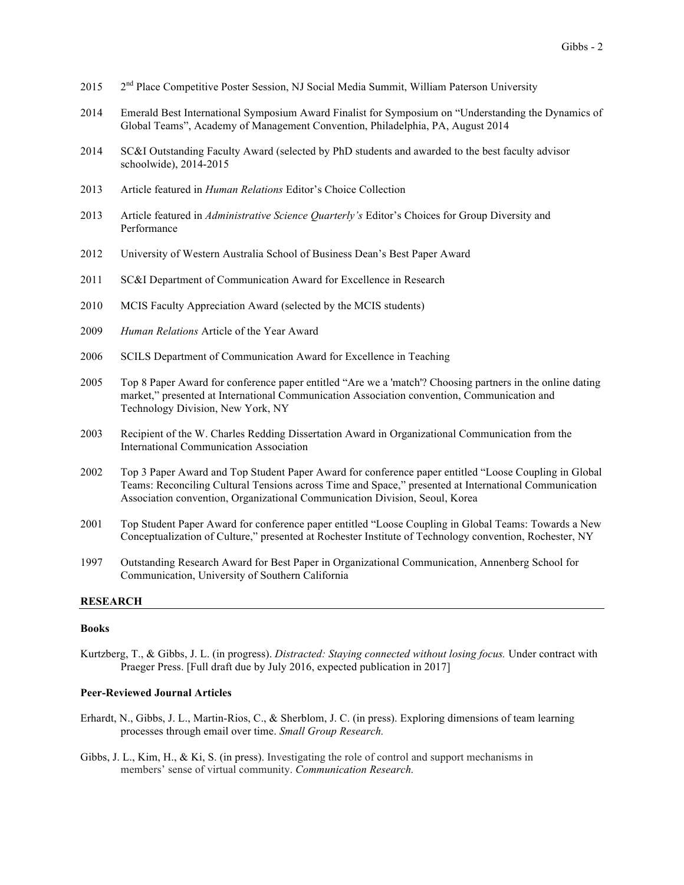2015 2nd Place Competitive Poster Session, NJ Social Media Summit, William Paterson University

2014 Emerald Best International Symposium Award Finalist for Symposium on "Understanding the Dynamics of Global Teams", Academy of Management Convention, Philadelphia, PA, August 2014

2014 SC&I Outstanding Faculty Award (selected by PhD students and awarded to the best faculty advisor schoolwide), 2014-2015

2013 Article featured in *Human Relations* Editor's Choice Collection

2013 Article featured in *Administrative Science Quarterly's* Editor's Choices for Group Diversity and Performance

2012 University of Western Australia School of Business Dean's Best Paper Award

2011 SC&I Department of Communication Award for Excellence in Research

2010 MCIS Faculty Appreciation Award (selected by the MCIS students)

2009 *Human Relations* Article of the Year Award

2006 SCILS Department of Communication Award for Excellence in Teaching

2005 Top 8 Paper Award for conference paper entitled "Are we a 'match'? Choosing partners in the online dating market," presented at International Communication Association convention, Communication and Technology Division, New York, NY

2003 Recipient of the W. Charles Redding Dissertation Award in Organizational Communication from the International Communication Association

2002 Top 3 Paper Award and Top Student Paper Award for conference paper entitled "Loose Coupling in Global Teams: Reconciling Cultural Tensions across Time and Space," presented at International Communication Association convention, Organizational Communication Division, Seoul, Korea

2001 Top Student Paper Award for conference paper entitled "Loose Coupling in Global Teams: Towards a New Conceptualization of Culture," presented at Rochester Institute of Technology convention, Rochester, NY

1997 Outstanding Research Award for Best Paper in Organizational Communication, Annenberg School for Communication, University of Southern California

## RESEARCH

### Books

Kurtzberg, T., & Gibbs, J. L. (in progress). *Distracted: Staying connected without losing focus.* Under contract with Praeger Press. [Full draft due by July 2016, expected publication in 2017]

### Peer-Reviewed Journal Articles

Erhardt, N., Gibbs, J. L., Martin-Rios, C., & Sherblom, J. C. (in press). Exploring dimensions of team learning processes through email over time. *Small Group Research.*

Gibbs, J. L., Kim, H., & Ki, S. (in press). Investigating the role of control and support mechanisms in members' sense of virtual community. *Communication Research.*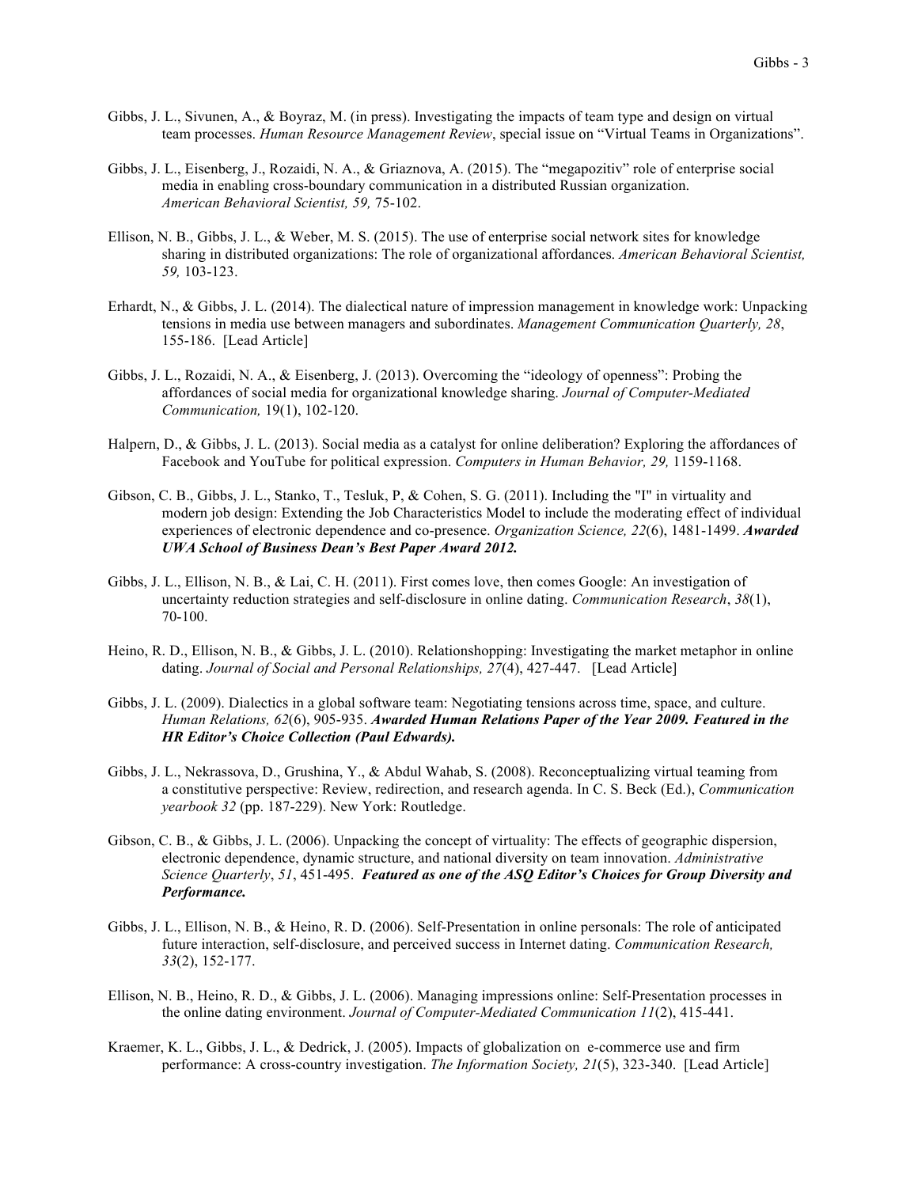Gibbs, J. L., Sivunen, A., & Boyraz, M. (in press). Investigating the impacts of team type and design on virtual team processes. *Human Resource Management Review*, special issue on "Virtual Teams in Organizations".

Gibbs, J. L., Eisenberg, J., Rozaidi, N. A., & Griaznova, A. (2015). The "megapozitiv" role of enterprise social media in enabling cross-boundary communication in a distributed Russian organization. *American Behavioral Scientist, 59,* 75-102.

Ellison, N. B., Gibbs, J. L., & Weber, M. S. (2015). The use of enterprise social network sites for knowledge sharing in distributed organizations: The role of organizational affordances. *American Behavioral Scientist, 59,* 103-123.

Erhardt, N., & Gibbs, J. L. (2014). The dialectical nature of impression management in knowledge work: Unpacking tensions in media use between managers and subordinates. *Management Communication Quarterly, 28*, 155-186. [Lead Article]

Gibbs, J. L., Rozaidi, N. A., & Eisenberg, J. (2013). Overcoming the "ideology of openness": Probing the affordances of social media for organizational knowledge sharing. *Journal of Computer-Mediated Communication,* 19(1), 102-120.

Halpern, D., & Gibbs, J. L. (2013). Social media as a catalyst for online deliberation? Exploring the affordances of Facebook and YouTube for political expression. *Computers in Human Behavior, 29,* 1159-1168.

Gibson, C. B., Gibbs, J. L., Stanko, T., Tesluk, P, & Cohen, S. G. (2011). Including the "I" in virtuality and modern job design: Extending the Job Characteristics Model to include the moderating effect of individual experiences of electronic dependence and co-presence. *Organization Science, 22*(6), 1481-1499. ***Awarded UWA School of Business Dean's Best Paper Award 2012.***

Gibbs, J. L., Ellison, N. B., & Lai, C. H. (2011). First comes love, then comes Google: An investigation of uncertainty reduction strategies and self-disclosure in online dating. *Communication Research*, *38*(1), 70-100.

Heino, R. D., Ellison, N. B., & Gibbs, J. L. (2010). Relationshopping: Investigating the market metaphor in online dating. *Journal of Social and Personal Relationships, 27*(4), 427-447. [Lead Article]

Gibbs, J. L. (2009). Dialectics in a global software team: Negotiating tensions across time, space, and culture. *Human Relations, 62*(6), 905-935. ***Awarded Human Relations Paper of the Year 2009. Featured in the HR Editor's Choice Collection (Paul Edwards).***

Gibbs, J. L., Nekrassova, D., Grushina, Y., & Abdul Wahab, S. (2008). Reconceptualizing virtual teaming from a constitutive perspective: Review, redirection, and research agenda. In C. S. Beck (Ed.), *Communication yearbook 32* (pp. 187-229). New York: Routledge.

Gibson, C. B., & Gibbs, J. L. (2006). Unpacking the concept of virtuality: The effects of geographic dispersion, electronic dependence, dynamic structure, and national diversity on team innovation. *Administrative Science Quarterly*, *51*, 451-495. ***Featured as one of the ASQ Editor's Choices for Group Diversity and Performance.***

Gibbs, J. L., Ellison, N. B., & Heino, R. D. (2006). Self-Presentation in online personals: The role of anticipated future interaction, self-disclosure, and perceived success in Internet dating. *Communication Research, 33*(2), 152-177.

Ellison, N. B., Heino, R. D., & Gibbs, J. L. (2006). Managing impressions online: Self-Presentation processes in the online dating environment. *Journal of Computer-Mediated Communication 11*(2), 415-441.

Kraemer, K. L., Gibbs, J. L., & Dedrick, J. (2005). Impacts of globalization on e-commerce use and firm performance: A cross-country investigation. *The Information Society, 21*(5), 323-340. [Lead Article]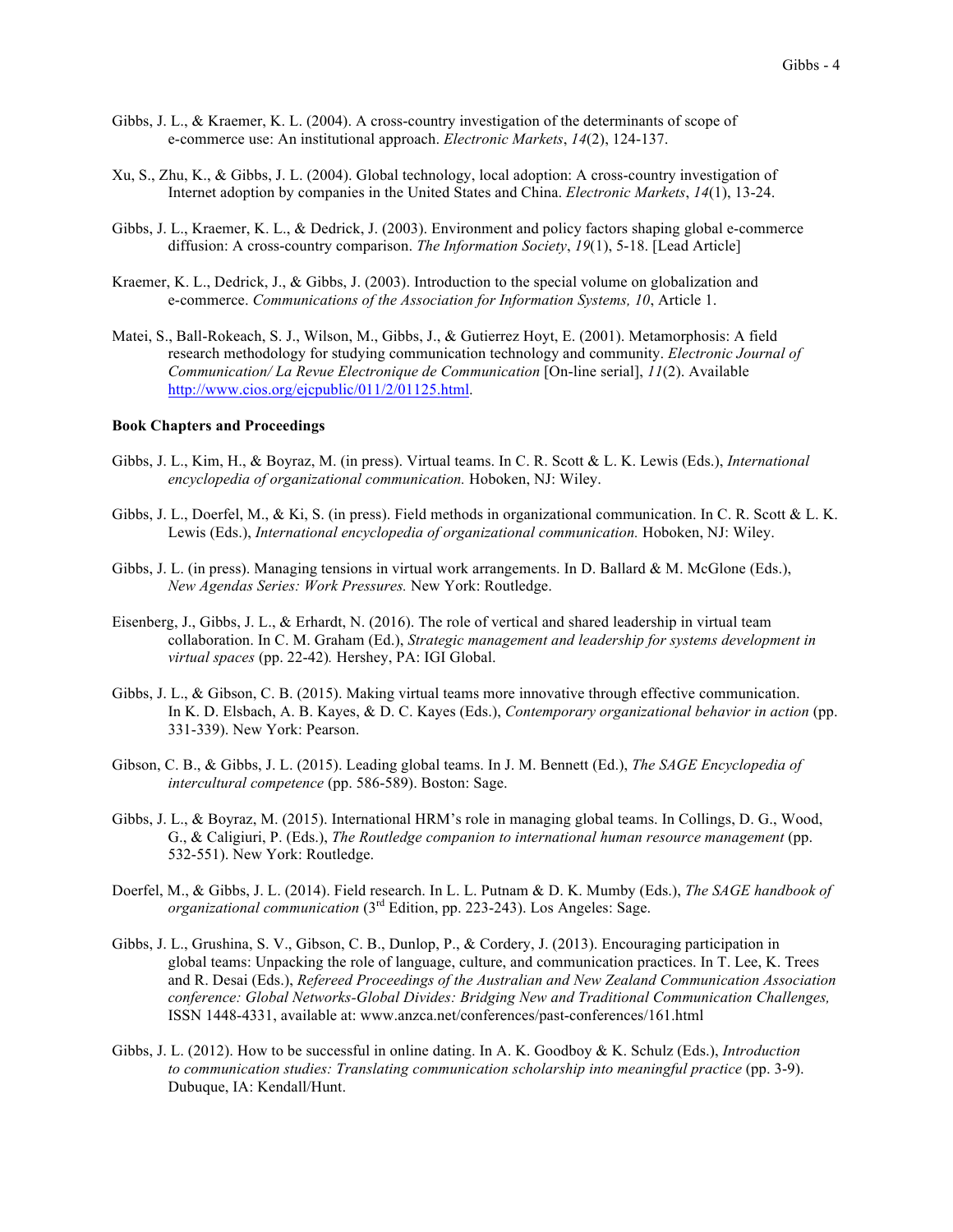Gibbs, J. L., & Kraemer, K. L. (2004). A cross-country investigation of the determinants of scope of e-commerce use: An institutional approach. *Electronic Markets*, *14*(2), 124-137.

Xu, S., Zhu, K., & Gibbs, J. L. (2004). Global technology, local adoption: A cross-country investigation of Internet adoption by companies in the United States and China. *Electronic Markets*, *14*(1), 13-24.

Gibbs, J. L., Kraemer, K. L., & Dedrick, J. (2003). Environment and policy factors shaping global e-commerce diffusion: A cross-country comparison. *The Information Society*, *19*(1), 5-18. [Lead Article]

Kraemer, K. L., Dedrick, J., & Gibbs, J. (2003). Introduction to the special volume on globalization and e-commerce. *Communications of the Association for Information Systems, 10*, Article 1.

Matei, S., Ball-Rokeach, S. J., Wilson, M., Gibbs, J., & Gutierrez Hoyt, E. (2001). Metamorphosis: A field research methodology for studying communication technology and community. *Electronic Journal of Communication/ La Revue Electronique de Communication* [On-line serial], *11*(2). Available http://www.cios.org/ejcpublic/011/2/01125.html.

**Book Chapters and Proceedings**

Gibbs, J. L., Kim, H., & Boyraz, M. (in press). Virtual teams. In C. R. Scott & L. K. Lewis (Eds.), *International encyclopedia of organizational communication.* Hoboken, NJ: Wiley.

Gibbs, J. L., Doerfel, M., & Ki, S. (in press). Field methods in organizational communication. In C. R. Scott & L. K. Lewis (Eds.), *International encyclopedia of organizational communication.* Hoboken, NJ: Wiley.

Gibbs, J. L. (in press). Managing tensions in virtual work arrangements. In D. Ballard & M. McGlone (Eds.), *New Agendas Series: Work Pressures.* New York: Routledge.

Eisenberg, J., Gibbs, J. L., & Erhardt, N. (2016). The role of vertical and shared leadership in virtual team collaboration. In C. M. Graham (Ed.), *Strategic management and leadership for systems development in virtual spaces* (pp. 22-42)*.* Hershey, PA: IGI Global.

Gibbs, J. L., & Gibson, C. B. (2015). Making virtual teams more innovative through effective communication. In K. D. Elsbach, A. B. Kayes, & D. C. Kayes (Eds.), *Contemporary organizational behavior in action* (pp. 331-339). New York: Pearson.

Gibson, C. B., & Gibbs, J. L. (2015). Leading global teams. In J. M. Bennett (Ed.), *The SAGE Encyclopedia of intercultural competence* (pp. 586-589). Boston: Sage.

Gibbs, J. L., & Boyraz, M. (2015). International HRM's role in managing global teams. In Collings, D. G., Wood, G., & Caligiuri, P. (Eds.), *The Routledge companion to international human resource management* (pp. 532-551). New York: Routledge.

Doerfel, M., & Gibbs, J. L. (2014). Field research. In L. L. Putnam & D. K. Mumby (Eds.), *The SAGE handbook of organizational communication* (3rd Edition, pp. 223-243). Los Angeles: Sage.

Gibbs, J. L., Grushina, S. V., Gibson, C. B., Dunlop, P., & Cordery, J. (2013). Encouraging participation in global teams: Unpacking the role of language, culture, and communication practices. In T. Lee, K. Trees and R. Desai (Eds.), *Refereed Proceedings of the Australian and New Zealand Communication Association conference: Global Networks-Global Divides: Bridging New and Traditional Communication Challenges,* ISSN 1448-4331, available at: www.anzca.net/conferences/past-conferences/161.html

Gibbs, J. L. (2012). How to be successful in online dating. In A. K. Goodboy & K. Schulz (Eds.), *Introduction to communication studies: Translating communication scholarship into meaningful practice* (pp. 3-9). Dubuque, IA: Kendall/Hunt.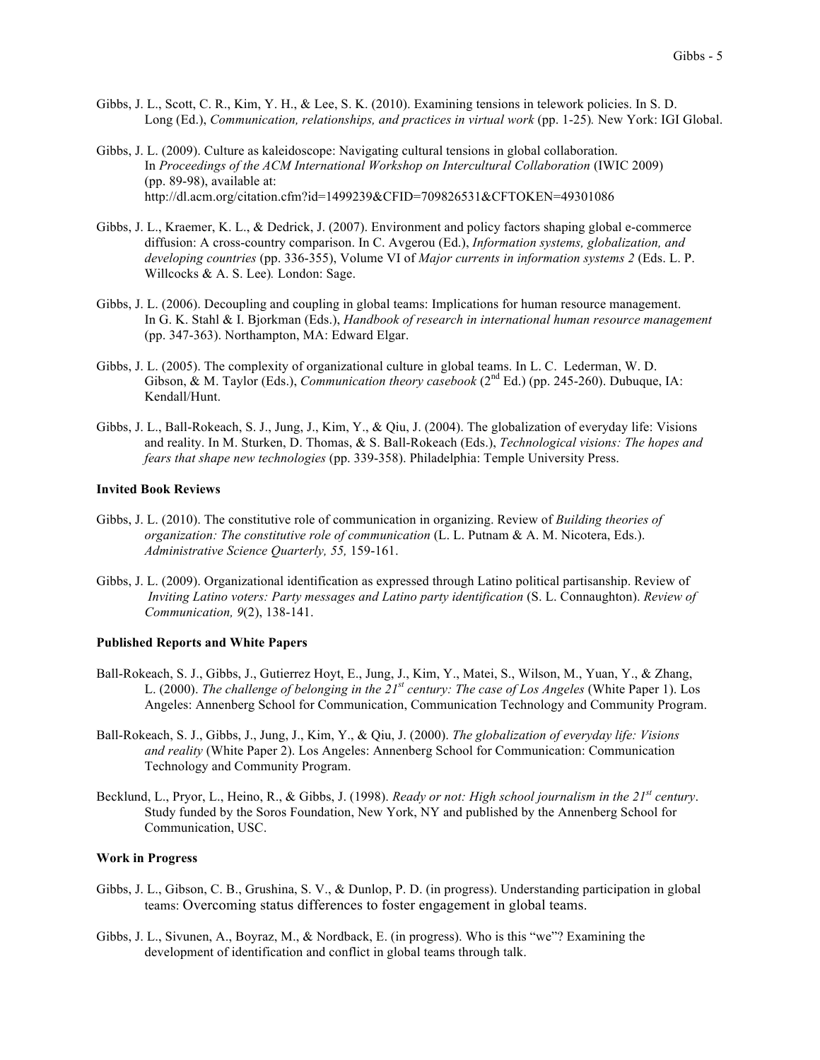Gibbs, J. L., Scott, C. R., Kim, Y. H., & Lee, S. K. (2010). Examining tensions in telework policies. In S. D. Long (Ed.), *Communication, relationships, and practices in virtual work* (pp. 1-25). New York: IGI Global.

Gibbs, J. L. (2009). Culture as kaleidoscope: Navigating cultural tensions in global collaboration. In *Proceedings of the ACM International Workshop on Intercultural Collaboration* (IWIC 2009) (pp. 89-98), available at: http://dl.acm.org/citation.cfm?id=1499239&CFID=709826531&CFTOKEN=49301086

Gibbs, J. L., Kraemer, K. L., & Dedrick, J. (2007). Environment and policy factors shaping global e-commerce diffusion: A cross-country comparison. In C. Avgerou (Ed.), *Information systems, globalization, and developing countries* (pp. 336-355), Volume VI of *Major currents in information systems 2* (Eds. L. P. Willcocks & A. S. Lee). London: Sage.

Gibbs, J. L. (2006). Decoupling and coupling in global teams: Implications for human resource management. In G. K. Stahl & I. Bjorkman (Eds.), *Handbook of research in international human resource management* (pp. 347-363). Northampton, MA: Edward Elgar.

Gibbs, J. L. (2005). The complexity of organizational culture in global teams. In L. C. Lederman, W. D. Gibson, & M. Taylor (Eds.), *Communication theory casebook* (2nd Ed.) (pp. 245-260). Dubuque, IA: Kendall/Hunt.

Gibbs, J. L., Ball-Rokeach, S. J., Jung, J., Kim, Y., & Qiu, J. (2004). The globalization of everyday life: Visions and reality. In M. Sturken, D. Thomas, & S. Ball-Rokeach (Eds.), *Technological visions: The hopes and fears that shape new technologies* (pp. 339-358). Philadelphia: Temple University Press.

**Invited Book Reviews**

Gibbs, J. L. (2010). The constitutive role of communication in organizing. Review of *Building theories of organization: The constitutive role of communication* (L. L. Putnam & A. M. Nicotera, Eds.). *Administrative Science Quarterly, 55,* 159-161.

Gibbs, J. L. (2009). Organizational identification as expressed through Latino political partisanship. Review of *Inviting Latino voters: Party messages and Latino party identification* (S. L. Connaughton). *Review of Communication, 9*(2), 138-141.

**Published Reports and White Papers**

Ball-Rokeach, S. J., Gibbs, J., Gutierrez Hoyt, E., Jung, J., Kim, Y., Matei, S., Wilson, M., Yuan, Y., & Zhang, L. (2000). *The challenge of belonging in the 21st century: The case of Los Angeles* (White Paper 1). Los Angeles: Annenberg School for Communication, Communication Technology and Community Program.

Ball-Rokeach, S. J., Gibbs, J., Jung, J., Kim, Y., & Qiu, J. (2000). *The globalization of everyday life: Visions and reality* (White Paper 2). Los Angeles: Annenberg School for Communication: Communication Technology and Community Program.

Becklund, L., Pryor, L., Heino, R., & Gibbs, J. (1998). *Ready or not: High school journalism in the 21st century*. Study funded by the Soros Foundation, New York, NY and published by the Annenberg School for Communication, USC.

**Work in Progress**

Gibbs, J. L., Gibson, C. B., Grushina, S. V., & Dunlop, P. D. (in progress). Understanding participation in global teams: Overcoming status differences to foster engagement in global teams.

Gibbs, J. L., Sivunen, A., Boyraz, M., & Nordback, E. (in progress). Who is this "we"? Examining the development of identification and conflict in global teams through talk.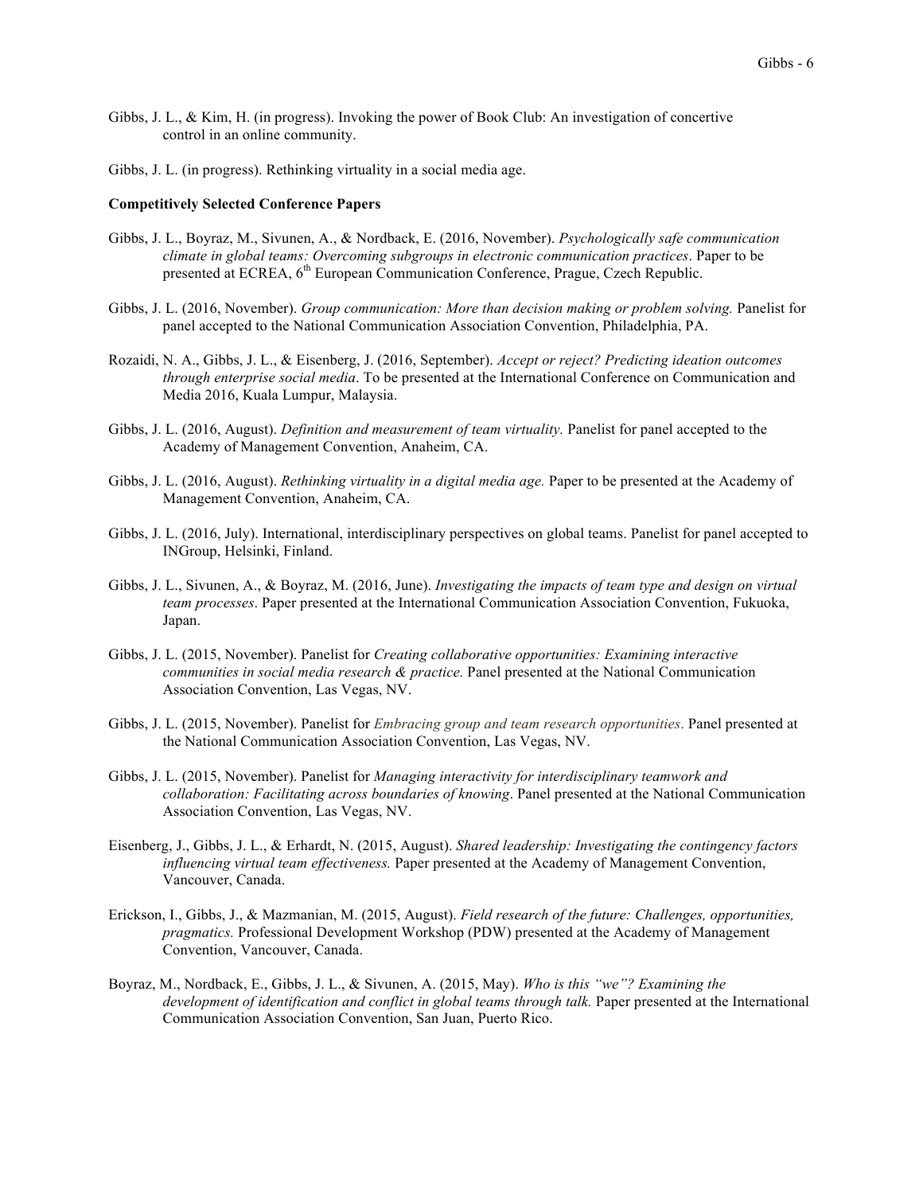Gibbs, J. L., & Kim, H. (in progress). Invoking the power of Book Club: An investigation of concertive control in an online community.

Gibbs, J. L. (in progress). Rethinking virtuality in a social media age.

**Competitively Selected Conference Papers**

Gibbs, J. L., Boyraz, M., Sivunen, A., & Nordback, E. (2016, November). *Psychologically safe communication climate in global teams: Overcoming subgroups in electronic communication practices*. Paper to be presented at ECREA, 6th European Communication Conference, Prague, Czech Republic.

Gibbs, J. L. (2016, November). *Group communication: More than decision making or problem solving.* Panelist for panel accepted to the National Communication Association Convention, Philadelphia, PA.

Rozaidi, N. A., Gibbs, J. L., & Eisenberg, J. (2016, September). *Accept or reject? Predicting ideation outcomes through enterprise social media*. To be presented at the International Conference on Communication and Media 2016, Kuala Lumpur, Malaysia.

Gibbs, J. L. (2016, August). *Definition and measurement of team virtuality.* Panelist for panel accepted to the Academy of Management Convention, Anaheim, CA.

Gibbs, J. L. (2016, August). *Rethinking virtuality in a digital media age.* Paper to be presented at the Academy of Management Convention, Anaheim, CA.

Gibbs, J. L. (2016, July). International, interdisciplinary perspectives on global teams. Panelist for panel accepted to INGroup, Helsinki, Finland.

Gibbs, J. L., Sivunen, A., & Boyraz, M. (2016, June). *Investigating the impacts of team type and design on virtual team processes*. Paper presented at the International Communication Association Convention, Fukuoka, Japan.

Gibbs, J. L. (2015, November). Panelist for *Creating collaborative opportunities: Examining interactive communities in social media research & practice.* Panel presented at the National Communication Association Convention, Las Vegas, NV.

Gibbs, J. L. (2015, November). Panelist for *Embracing group and team research opportunities*. Panel presented at the National Communication Association Convention, Las Vegas, NV.

Gibbs, J. L. (2015, November). Panelist for *Managing interactivity for interdisciplinary teamwork and collaboration: Facilitating across boundaries of knowing*. Panel presented at the National Communication Association Convention, Las Vegas, NV.

Eisenberg, J., Gibbs, J. L., & Erhardt, N. (2015, August). *Shared leadership: Investigating the contingency factors influencing virtual team effectiveness.* Paper presented at the Academy of Management Convention, Vancouver, Canada.

Erickson, I., Gibbs, J., & Mazmanian, M. (2015, August). *Field research of the future: Challenges, opportunities, pragmatics.* Professional Development Workshop (PDW) presented at the Academy of Management Convention, Vancouver, Canada.

Boyraz, M., Nordback, E., Gibbs, J. L., & Sivunen, A. (2015, May). *Who is this "we"? Examining the development of identification and conflict in global teams through talk.* Paper presented at the International Communication Association Convention, San Juan, Puerto Rico.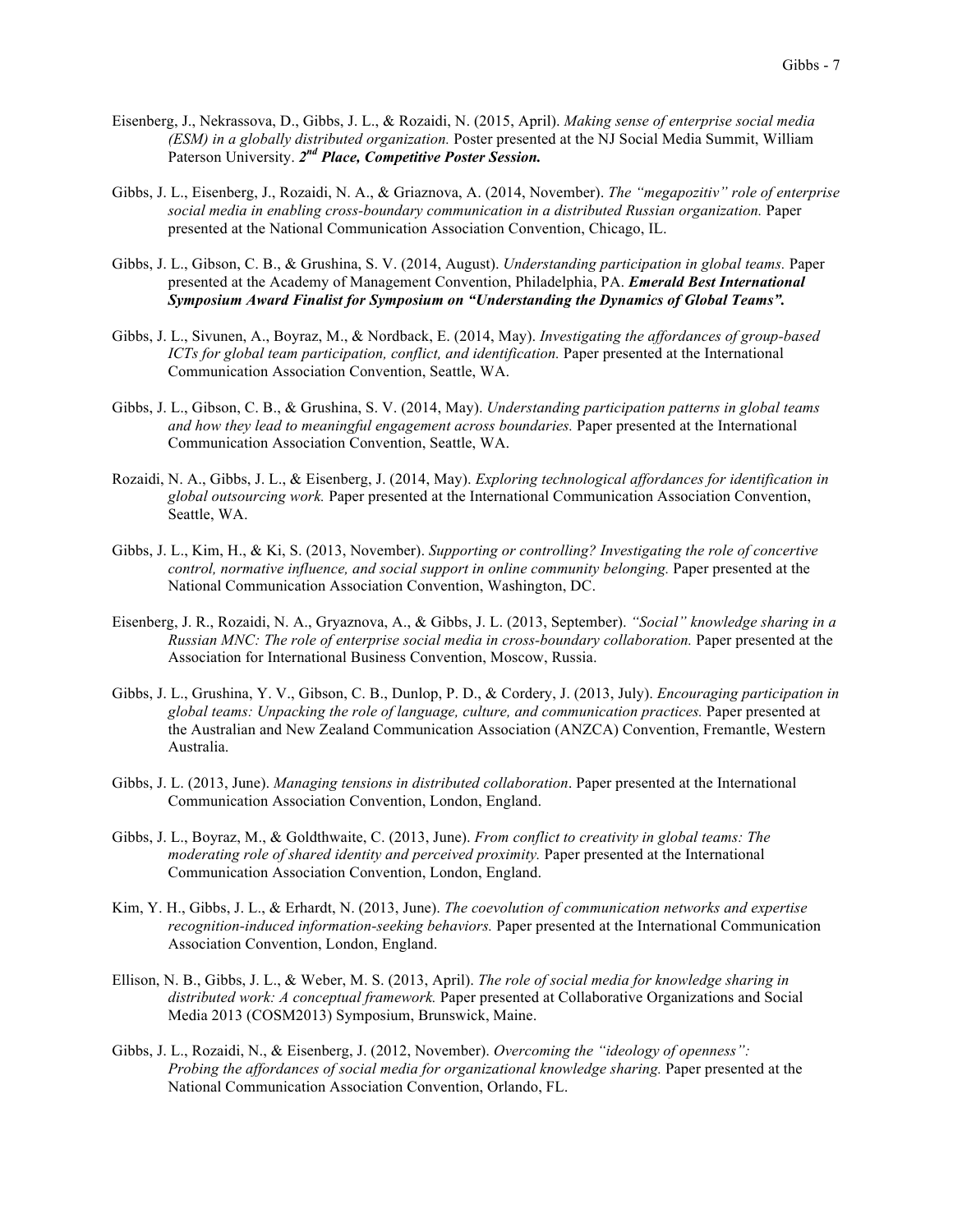Eisenberg, J., Nekrassova, D., Gibbs, J. L., & Rozaidi, N. (2015, April). *Making sense of enterprise social media (ESM) in a globally distributed organization.* Poster presented at the NJ Social Media Summit, William Paterson University. ***2nd Place, Competitive Poster Session.***

Gibbs, J. L., Eisenberg, J., Rozaidi, N. A., & Griaznova, A. (2014, November). *The "megapozitiv" role of enterprise social media in enabling cross-boundary communication in a distributed Russian organization.* Paper presented at the National Communication Association Convention, Chicago, IL.

Gibbs, J. L., Gibson, C. B., & Grushina, S. V. (2014, August). *Understanding participation in global teams.* Paper presented at the Academy of Management Convention, Philadelphia, PA. ***Emerald Best International Symposium Award Finalist for Symposium on "Understanding the Dynamics of Global Teams".***

Gibbs, J. L., Sivunen, A., Boyraz, M., & Nordback, E. (2014, May). *Investigating the affordances of group-based ICTs for global team participation, conflict, and identification.* Paper presented at the International Communication Association Convention, Seattle, WA.

Gibbs, J. L., Gibson, C. B., & Grushina, S. V. (2014, May). *Understanding participation patterns in global teams and how they lead to meaningful engagement across boundaries.* Paper presented at the International Communication Association Convention, Seattle, WA.

Rozaidi, N. A., Gibbs, J. L., & Eisenberg, J. (2014, May). *Exploring technological affordances for identification in global outsourcing work.* Paper presented at the International Communication Association Convention, Seattle, WA.

Gibbs, J. L., Kim, H., & Ki, S. (2013, November). *Supporting or controlling? Investigating the role of concertive control, normative influence, and social support in online community belonging.* Paper presented at the National Communication Association Convention, Washington, DC.

Eisenberg, J. R., Rozaidi, N. A., Gryaznova, A., & Gibbs, J. L. (2013, September). *"Social" knowledge sharing in a Russian MNC: The role of enterprise social media in cross-boundary collaboration.* Paper presented at the Association for International Business Convention, Moscow, Russia.

Gibbs, J. L., Grushina, Y. V., Gibson, C. B., Dunlop, P. D., & Cordery, J. (2013, July). *Encouraging participation in global teams: Unpacking the role of language, culture, and communication practices.* Paper presented at the Australian and New Zealand Communication Association (ANZCA) Convention, Fremantle, Western Australia.

Gibbs, J. L. (2013, June). *Managing tensions in distributed collaboration*. Paper presented at the International Communication Association Convention, London, England.

Gibbs, J. L., Boyraz, M., & Goldthwaite, C. (2013, June). *From conflict to creativity in global teams: The moderating role of shared identity and perceived proximity.* Paper presented at the International Communication Association Convention, London, England.

Kim, Y. H., Gibbs, J. L., & Erhardt, N. (2013, June). *The coevolution of communication networks and expertise recognition-induced information-seeking behaviors.* Paper presented at the International Communication Association Convention, London, England.

Ellison, N. B., Gibbs, J. L., & Weber, M. S. (2013, April). *The role of social media for knowledge sharing in distributed work: A conceptual framework.* Paper presented at Collaborative Organizations and Social Media 2013 (COSM2013) Symposium, Brunswick, Maine.

Gibbs, J. L., Rozaidi, N., & Eisenberg, J. (2012, November). *Overcoming the "ideology of openness": Probing the affordances of social media for organizational knowledge sharing.* Paper presented at the National Communication Association Convention, Orlando, FL.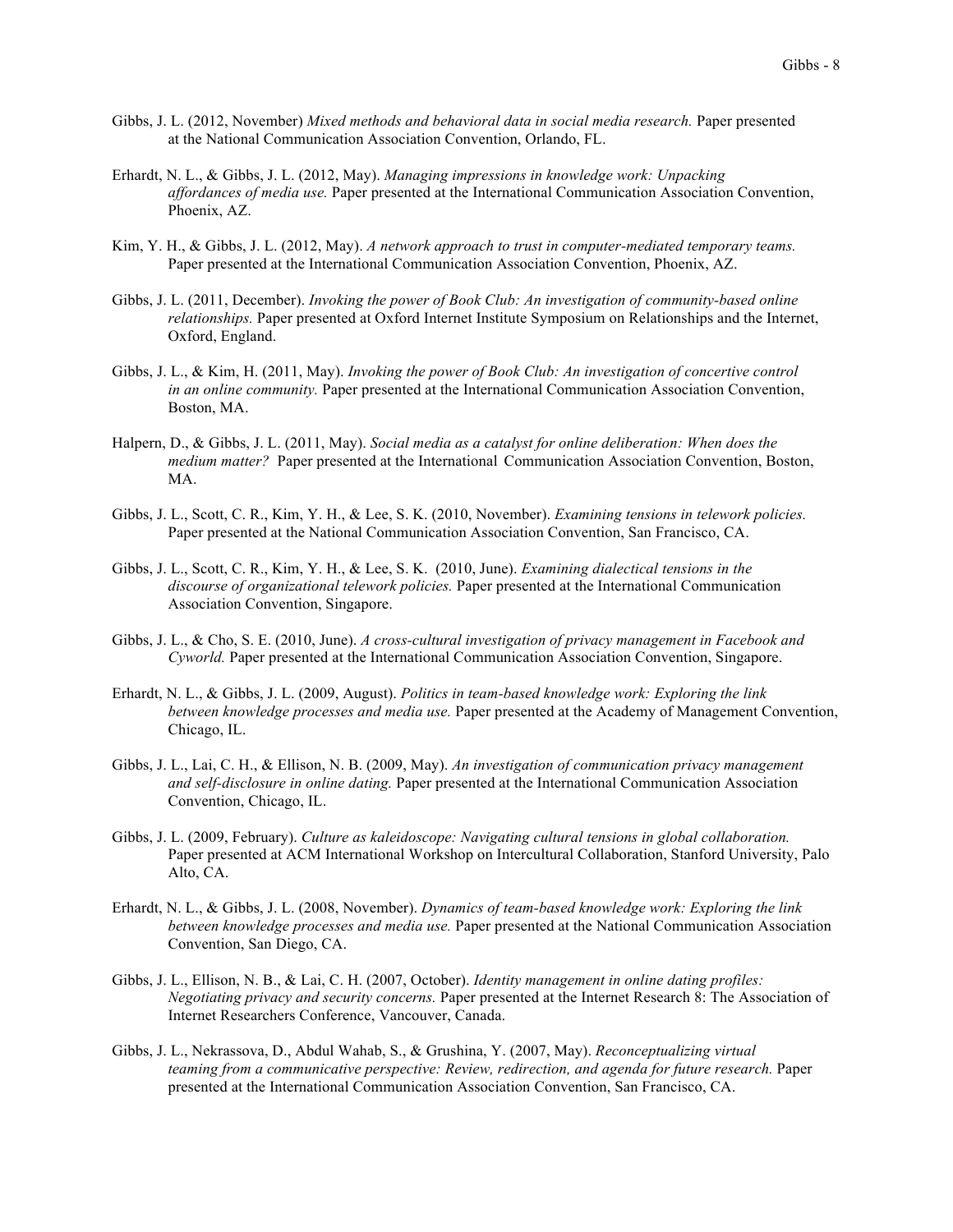Gibbs, J. L. (2012, November) *Mixed methods and behavioral data in social media research.* Paper presented at the National Communication Association Convention, Orlando, FL.

Erhardt, N. L., & Gibbs, J. L. (2012, May). *Managing impressions in knowledge work: Unpacking affordances of media use.* Paper presented at the International Communication Association Convention, Phoenix, AZ.

Kim, Y. H., & Gibbs, J. L. (2012, May). *A network approach to trust in computer-mediated temporary teams.* Paper presented at the International Communication Association Convention, Phoenix, AZ.

Gibbs, J. L. (2011, December). *Invoking the power of Book Club: An investigation of community-based online relationships.* Paper presented at Oxford Internet Institute Symposium on Relationships and the Internet, Oxford, England.

Gibbs, J. L., & Kim, H. (2011, May). *Invoking the power of Book Club: An investigation of concertive control in an online community.* Paper presented at the International Communication Association Convention, Boston, MA.

Halpern, D., & Gibbs, J. L. (2011, May). *Social media as a catalyst for online deliberation: When does the medium matter?* Paper presented at the International Communication Association Convention, Boston, MA.

Gibbs, J. L., Scott, C. R., Kim, Y. H., & Lee, S. K. (2010, November). *Examining tensions in telework policies.* Paper presented at the National Communication Association Convention, San Francisco, CA.

Gibbs, J. L., Scott, C. R., Kim, Y. H., & Lee, S. K. (2010, June). *Examining dialectical tensions in the discourse of organizational telework policies.* Paper presented at the International Communication Association Convention, Singapore.

Gibbs, J. L., & Cho, S. E. (2010, June). *A cross-cultural investigation of privacy management in Facebook and Cyworld.* Paper presented at the International Communication Association Convention, Singapore.

Erhardt, N. L., & Gibbs, J. L. (2009, August). *Politics in team-based knowledge work: Exploring the link between knowledge processes and media use.* Paper presented at the Academy of Management Convention, Chicago, IL.

Gibbs, J. L., Lai, C. H., & Ellison, N. B. (2009, May). *An investigation of communication privacy management and self-disclosure in online dating.* Paper presented at the International Communication Association Convention, Chicago, IL.

Gibbs, J. L. (2009, February). *Culture as kaleidoscope: Navigating cultural tensions in global collaboration.* Paper presented at ACM International Workshop on Intercultural Collaboration, Stanford University, Palo Alto, CA.

Erhardt, N. L., & Gibbs, J. L. (2008, November). *Dynamics of team-based knowledge work: Exploring the link between knowledge processes and media use.* Paper presented at the National Communication Association Convention, San Diego, CA.

Gibbs, J. L., Ellison, N. B., & Lai, C. H. (2007, October). *Identity management in online dating profiles: Negotiating privacy and security concerns.* Paper presented at the Internet Research 8: The Association of Internet Researchers Conference, Vancouver, Canada.

Gibbs, J. L., Nekrassova, D., Abdul Wahab, S., & Grushina, Y. (2007, May). *Reconceptualizing virtual teaming from a communicative perspective: Review, redirection, and agenda for future research.* Paper presented at the International Communication Association Convention, San Francisco, CA.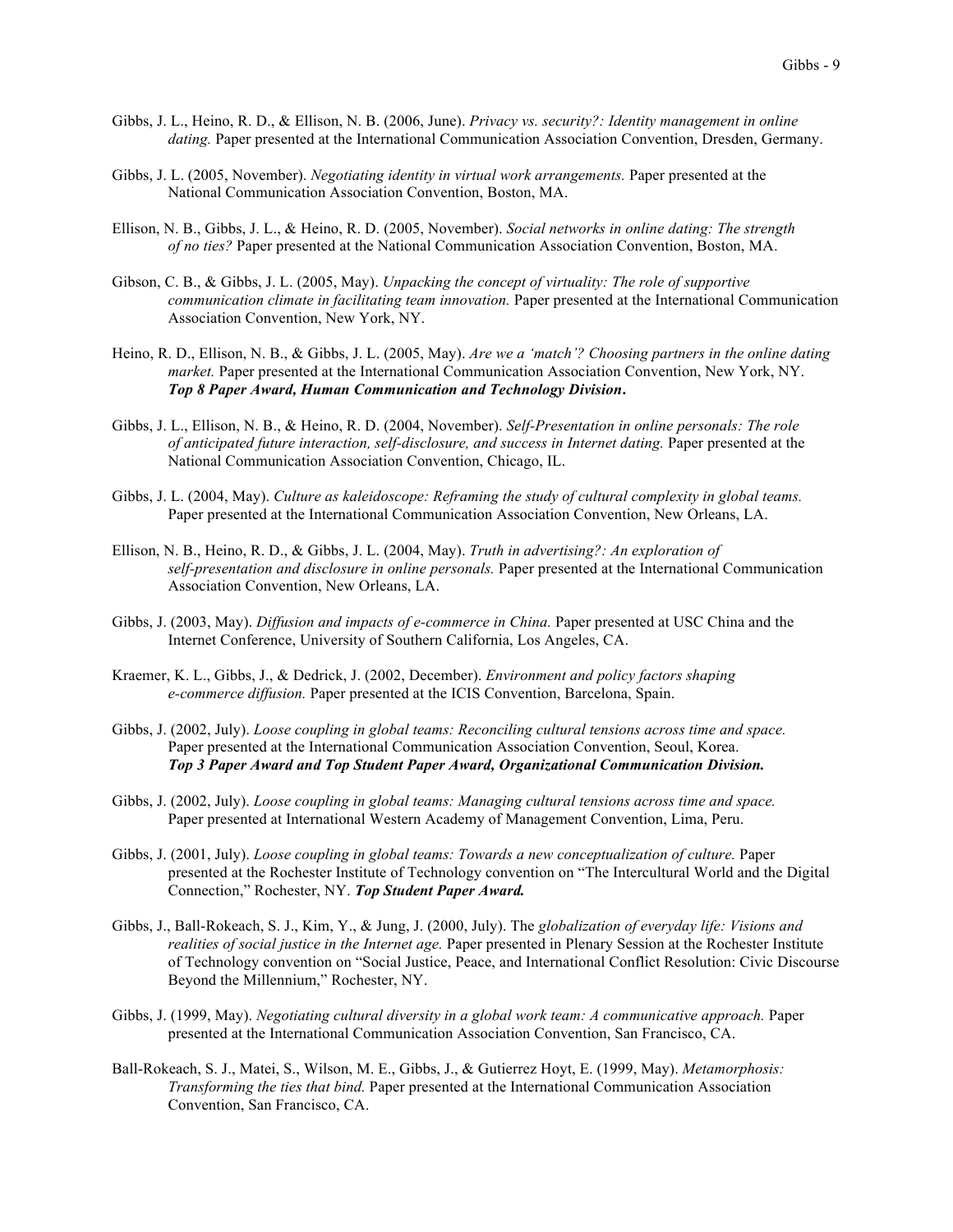Gibbs, J. L., Heino, R. D., & Ellison, N. B. (2006, June). *Privacy vs. security?: Identity management in online dating.* Paper presented at the International Communication Association Convention, Dresden, Germany.

Gibbs, J. L. (2005, November). *Negotiating identity in virtual work arrangements.* Paper presented at the National Communication Association Convention, Boston, MA.

Ellison, N. B., Gibbs, J. L., & Heino, R. D. (2005, November). *Social networks in online dating: The strength of no ties?* Paper presented at the National Communication Association Convention, Boston, MA.

Gibson, C. B., & Gibbs, J. L. (2005, May). *Unpacking the concept of virtuality: The role of supportive communication climate in facilitating team innovation.* Paper presented at the International Communication Association Convention, New York, NY.

Heino, R. D., Ellison, N. B., & Gibbs, J. L. (2005, May). *Are we a 'match'? Choosing partners in the online dating market.* Paper presented at the International Communication Association Convention, New York, NY. ***Top 8 Paper Award, Human Communication and Technology Division*.**

Gibbs, J. L., Ellison, N. B., & Heino, R. D. (2004, November). *Self-Presentation in online personals: The role of anticipated future interaction, self-disclosure, and success in Internet dating.* Paper presented at the National Communication Association Convention, Chicago, IL.

Gibbs, J. L. (2004, May). *Culture as kaleidoscope: Reframing the study of cultural complexity in global teams.* Paper presented at the International Communication Association Convention, New Orleans, LA.

Ellison, N. B., Heino, R. D., & Gibbs, J. L. (2004, May). *Truth in advertising?: An exploration of self-presentation and disclosure in online personals.* Paper presented at the International Communication Association Convention, New Orleans, LA.

Gibbs, J. (2003, May). *Diffusion and impacts of e-commerce in China.* Paper presented at USC China and the Internet Conference, University of Southern California, Los Angeles, CA.

Kraemer, K. L., Gibbs, J., & Dedrick, J. (2002, December). *Environment and policy factors shaping e-commerce diffusion.* Paper presented at the ICIS Convention, Barcelona, Spain.

Gibbs, J. (2002, July). *Loose coupling in global teams: Reconciling cultural tensions across time and space.* Paper presented at the International Communication Association Convention, Seoul, Korea. ***Top 3 Paper Award and Top Student Paper Award, Organizational Communication Division.***

Gibbs, J. (2002, July). *Loose coupling in global teams: Managing cultural tensions across time and space.* Paper presented at International Western Academy of Management Convention, Lima, Peru.

Gibbs, J. (2001, July). *Loose coupling in global teams: Towards a new conceptualization of culture.* Paper presented at the Rochester Institute of Technology convention on "The Intercultural World and the Digital Connection," Rochester, NY. ***Top Student Paper Award.***

Gibbs, J., Ball-Rokeach, S. J., Kim, Y., & Jung, J. (2000, July). The *globalization of everyday life: Visions and realities of social justice in the Internet age.* Paper presented in Plenary Session at the Rochester Institute of Technology convention on "Social Justice, Peace, and International Conflict Resolution: Civic Discourse Beyond the Millennium," Rochester, NY.

Gibbs, J. (1999, May). *Negotiating cultural diversity in a global work team: A communicative approach.* Paper presented at the International Communication Association Convention, San Francisco, CA.

Ball-Rokeach, S. J., Matei, S., Wilson, M. E., Gibbs, J., & Gutierrez Hoyt, E. (1999, May). *Metamorphosis: Transforming the ties that bind.* Paper presented at the International Communication Association Convention, San Francisco, CA.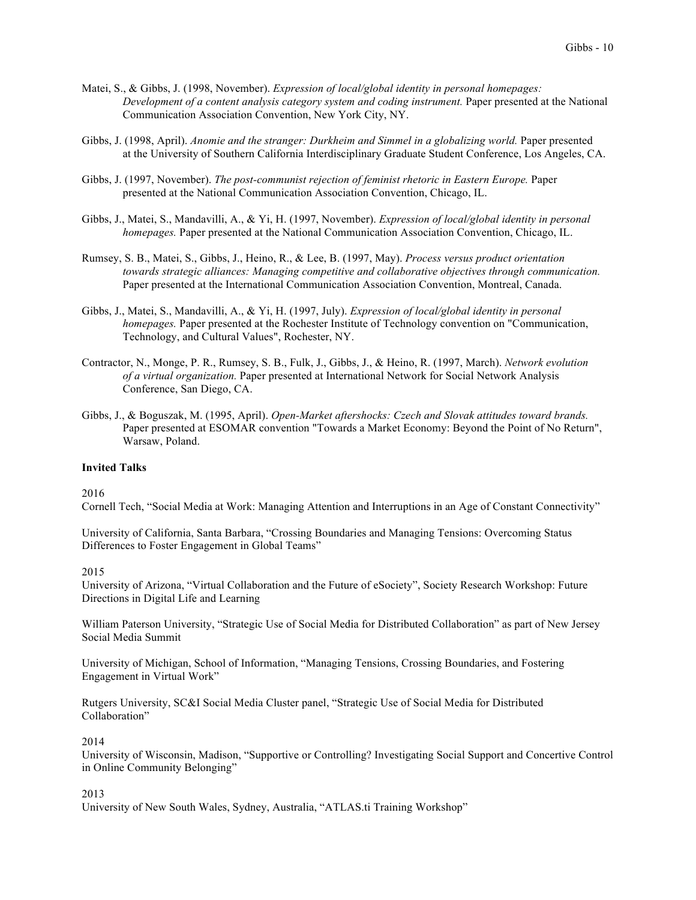Matei, S., & Gibbs, J. (1998, November). *Expression of local/global identity in personal homepages: Development of a content analysis category system and coding instrument.* Paper presented at the National Communication Association Convention, New York City, NY.

Gibbs, J. (1998, April). *Anomie and the stranger: Durkheim and Simmel in a globalizing world.* Paper presented at the University of Southern California Interdisciplinary Graduate Student Conference, Los Angeles, CA.

Gibbs, J. (1997, November). *The post-communist rejection of feminist rhetoric in Eastern Europe.* Paper presented at the National Communication Association Convention, Chicago, IL.

Gibbs, J., Matei, S., Mandavilli, A., & Yi, H. (1997, November). *Expression of local/global identity in personal homepages.* Paper presented at the National Communication Association Convention, Chicago, IL.

Rumsey, S. B., Matei, S., Gibbs, J., Heino, R., & Lee, B. (1997, May). *Process versus product orientation towards strategic alliances: Managing competitive and collaborative objectives through communication.* Paper presented at the International Communication Association Convention, Montreal, Canada.

Gibbs, J., Matei, S., Mandavilli, A., & Yi, H. (1997, July). *Expression of local/global identity in personal homepages.* Paper presented at the Rochester Institute of Technology convention on "Communication, Technology, and Cultural Values", Rochester, NY.

Contractor, N., Monge, P. R., Rumsey, S. B., Fulk, J., Gibbs, J., & Heino, R. (1997, March). *Network evolution of a virtual organization.* Paper presented at International Network for Social Network Analysis Conference, San Diego, CA.

Gibbs, J., & Boguszak, M. (1995, April). *Open-Market aftershocks: Czech and Slovak attitudes toward brands.* Paper presented at ESOMAR convention "Towards a Market Economy: Beyond the Point of No Return", Warsaw, Poland.

**Invited Talks**

2016

Cornell Tech, "Social Media at Work: Managing Attention and Interruptions in an Age of Constant Connectivity"

University of California, Santa Barbara, "Crossing Boundaries and Managing Tensions: Overcoming Status Differences to Foster Engagement in Global Teams"

2015

University of Arizona, "Virtual Collaboration and the Future of eSociety", Society Research Workshop: Future Directions in Digital Life and Learning

William Paterson University, "Strategic Use of Social Media for Distributed Collaboration" as part of New Jersey Social Media Summit

University of Michigan, School of Information, "Managing Tensions, Crossing Boundaries, and Fostering Engagement in Virtual Work"

Rutgers University, SC&I Social Media Cluster panel, "Strategic Use of Social Media for Distributed Collaboration"

2014

University of Wisconsin, Madison, "Supportive or Controlling? Investigating Social Support and Concertive Control in Online Community Belonging"

2013

University of New South Wales, Sydney, Australia, "ATLAS.ti Training Workshop"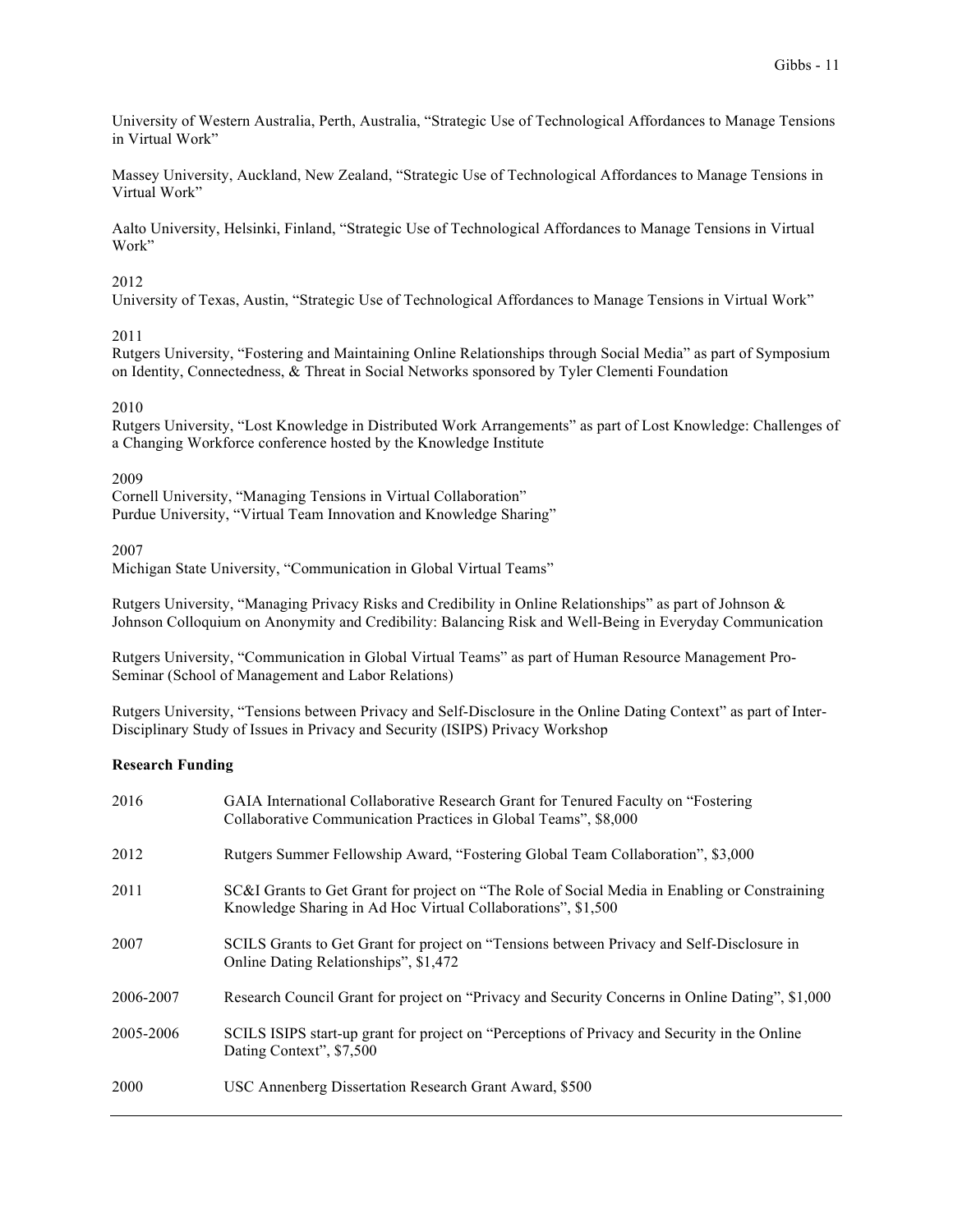University of Western Australia, Perth, Australia, "Strategic Use of Technological Affordances to Manage Tensions in Virtual Work"

Massey University, Auckland, New Zealand, "Strategic Use of Technological Affordances to Manage Tensions in Virtual Work"

Aalto University, Helsinki, Finland, "Strategic Use of Technological Affordances to Manage Tensions in Virtual Work"

2012
University of Texas, Austin, "Strategic Use of Technological Affordances to Manage Tensions in Virtual Work"

2011
Rutgers University, "Fostering and Maintaining Online Relationships through Social Media" as part of Symposium on Identity, Connectedness, & Threat in Social Networks sponsored by Tyler Clementi Foundation

2010
Rutgers University, "Lost Knowledge in Distributed Work Arrangements" as part of Lost Knowledge: Challenges of a Changing Workforce conference hosted by the Knowledge Institute

2009
Cornell University, "Managing Tensions in Virtual Collaboration"
Purdue University, "Virtual Team Innovation and Knowledge Sharing"

2007
Michigan State University, "Communication in Global Virtual Teams"

Rutgers University, "Managing Privacy Risks and Credibility in Online Relationships" as part of Johnson & Johnson Colloquium on Anonymity and Credibility: Balancing Risk and Well-Being in Everyday Communication

Rutgers University, "Communication in Global Virtual Teams" as part of Human Resource Management Pro-Seminar (School of Management and Labor Relations)

Rutgers University, "Tensions between Privacy and Self-Disclosure in the Online Dating Context" as part of Inter-Disciplinary Study of Issues in Privacy and Security (ISIPS) Privacy Workshop

**Research Funding**

| | |
|---|---|
| 2016 | GAIA International Collaborative Research Grant for Tenured Faculty on "Fostering Collaborative Communication Practices in Global Teams", $8,000 |
| 2012 | Rutgers Summer Fellowship Award, "Fostering Global Team Collaboration", $3,000 |
| 2011 | SC&I Grants to Get Grant for project on "The Role of Social Media in Enabling or Constraining Knowledge Sharing in Ad Hoc Virtual Collaborations", $1,500 |
| 2007 | SCILS Grants to Get Grant for project on "Tensions between Privacy and Self-Disclosure in Online Dating Relationships", $1,472 |
| 2006-2007 | Research Council Grant for project on "Privacy and Security Concerns in Online Dating", $1,000 |
| 2005-2006 | SCILS ISIPS start-up grant for project on "Perceptions of Privacy and Security in the Online Dating Context", $7,500 |
| 2000 | USC Annenberg Dissertation Research Grant Award, $500 |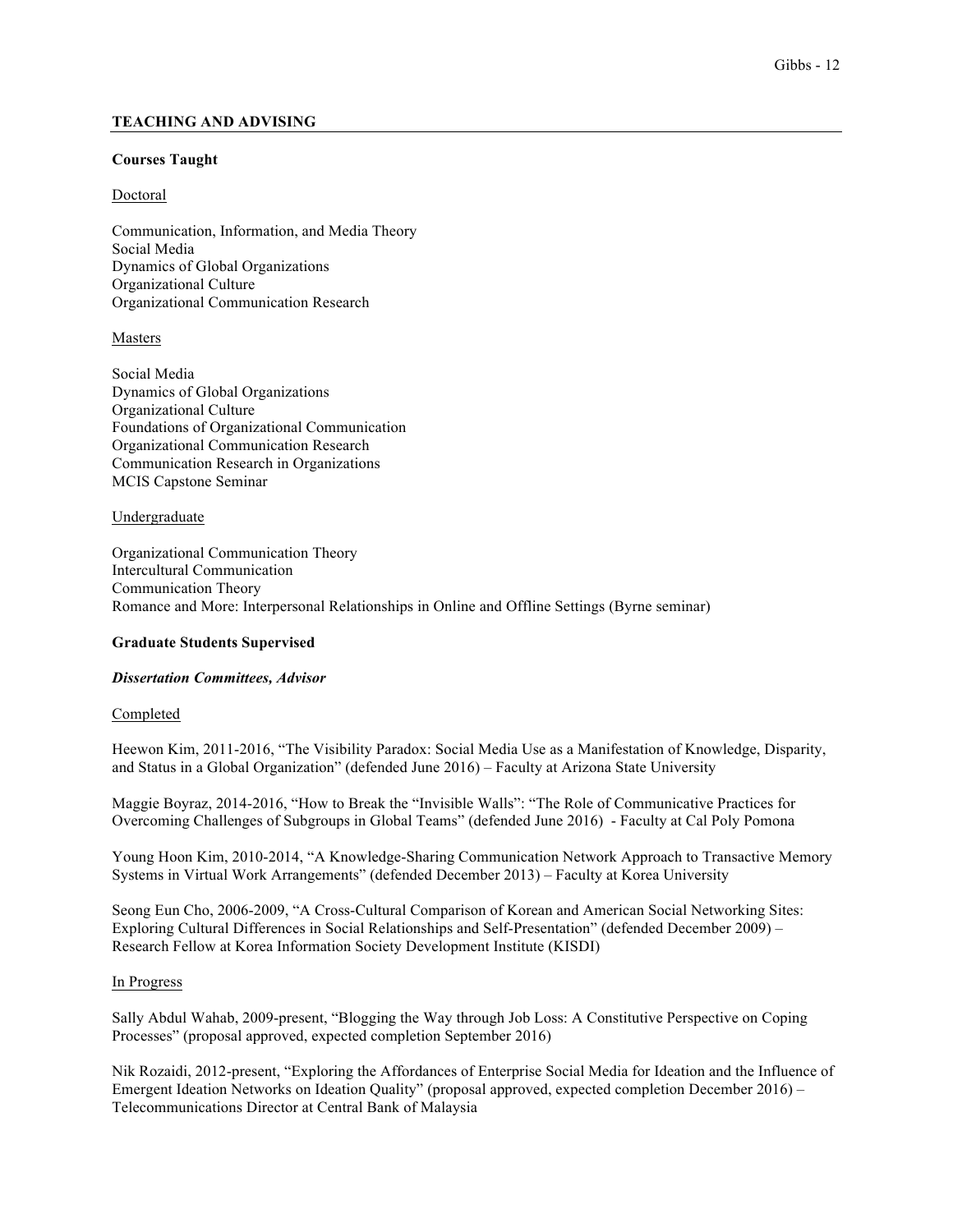## TEACHING AND ADVISING

### Courses Taught

Doctoral

Communication, Information, and Media Theory
Social Media
Dynamics of Global Organizations
Organizational Culture
Organizational Communication Research

Masters

Social Media
Dynamics of Global Organizations
Organizational Culture
Foundations of Organizational Communication
Organizational Communication Research
Communication Research in Organizations
MCIS Capstone Seminar

Undergraduate

Organizational Communication Theory
Intercultural Communication
Communication Theory
Romance and More: Interpersonal Relationships in Online and Offline Settings (Byrne seminar)

### Graduate Students Supervised

#### *Dissertation Committees, Advisor*

Completed

Heewon Kim, 2011-2016, "The Visibility Paradox: Social Media Use as a Manifestation of Knowledge, Disparity, and Status in a Global Organization" (defended June 2016) – Faculty at Arizona State University

Maggie Boyraz, 2014-2016, "How to Break the "Invisible Walls": "The Role of Communicative Practices for Overcoming Challenges of Subgroups in Global Teams" (defended June 2016) - Faculty at Cal Poly Pomona

Young Hoon Kim, 2010-2014, "A Knowledge-Sharing Communication Network Approach to Transactive Memory Systems in Virtual Work Arrangements" (defended December 2013) – Faculty at Korea University

Seong Eun Cho, 2006-2009, "A Cross-Cultural Comparison of Korean and American Social Networking Sites: Exploring Cultural Differences in Social Relationships and Self-Presentation" (defended December 2009) – Research Fellow at Korea Information Society Development Institute (KISDI)

In Progress

Sally Abdul Wahab, 2009-present, "Blogging the Way through Job Loss: A Constitutive Perspective on Coping Processes" (proposal approved, expected completion September 2016)

Nik Rozaidi, 2012-present, "Exploring the Affordances of Enterprise Social Media for Ideation and the Influence of Emergent Ideation Networks on Ideation Quality" (proposal approved, expected completion December 2016) – Telecommunications Director at Central Bank of Malaysia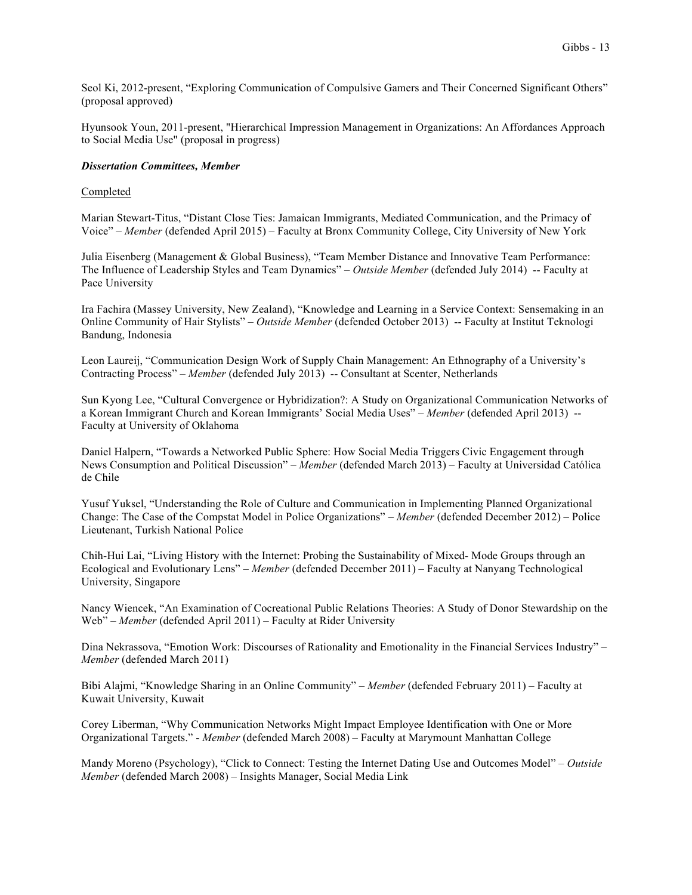Seol Ki, 2012-present, “Exploring Communication of Compulsive Gamers and Their Concerned Significant Others” (proposal approved)

Hyunsook Youn, 2011-present, "Hierarchical Impression Management in Organizations: An Affordances Approach to Social Media Use" (proposal in progress)

***Dissertation Committees, Member***

<u>Completed</u>

Marian Stewart-Titus, “Distant Close Ties: Jamaican Immigrants, Mediated Communication, and the Primacy of Voice” – *Member* (defended April 2015) – Faculty at Bronx Community College, City University of New York

Julia Eisenberg (Management & Global Business), “Team Member Distance and Innovative Team Performance: The Influence of Leadership Styles and Team Dynamics” – *Outside Member* (defended July 2014) -- Faculty at Pace University

Ira Fachira (Massey University, New Zealand), “Knowledge and Learning in a Service Context: Sensemaking in an Online Community of Hair Stylists” – *Outside Member* (defended October 2013) -- Faculty at Institut Teknologi Bandung, Indonesia

Leon Laureij, “Communication Design Work of Supply Chain Management: An Ethnography of a University’s Contracting Process” – *Member* (defended July 2013) -- Consultant at Scenter, Netherlands

Sun Kyong Lee, “Cultural Convergence or Hybridization?: A Study on Organizational Communication Networks of a Korean Immigrant Church and Korean Immigrants’ Social Media Uses” – *Member* (defended April 2013) -- Faculty at University of Oklahoma

Daniel Halpern, “Towards a Networked Public Sphere: How Social Media Triggers Civic Engagement through News Consumption and Political Discussion” – *Member* (defended March 2013) – Faculty at Universidad Católica de Chile

Yusuf Yuksel, “Understanding the Role of Culture and Communication in Implementing Planned Organizational Change: The Case of the Compstat Model in Police Organizations” – *Member* (defended December 2012) – Police Lieutenant, Turkish National Police

Chih-Hui Lai, “Living History with the Internet: Probing the Sustainability of Mixed- Mode Groups through an Ecological and Evolutionary Lens” – *Member* (defended December 2011) – Faculty at Nanyang Technological University, Singapore

Nancy Wiencek, “An Examination of Cocreational Public Relations Theories: A Study of Donor Stewardship on the Web” – *Member* (defended April 2011) – Faculty at Rider University

Dina Nekrassova, “Emotion Work: Discourses of Rationality and Emotionality in the Financial Services Industry” – *Member* (defended March 2011)

Bibi Alajmi, “Knowledge Sharing in an Online Community” – *Member* (defended February 2011) – Faculty at Kuwait University, Kuwait

Corey Liberman, “Why Communication Networks Might Impact Employee Identification with One or More Organizational Targets.” - *Member* (defended March 2008) – Faculty at Marymount Manhattan College

Mandy Moreno (Psychology), “Click to Connect: Testing the Internet Dating Use and Outcomes Model” – *Outside Member* (defended March 2008) – Insights Manager, Social Media Link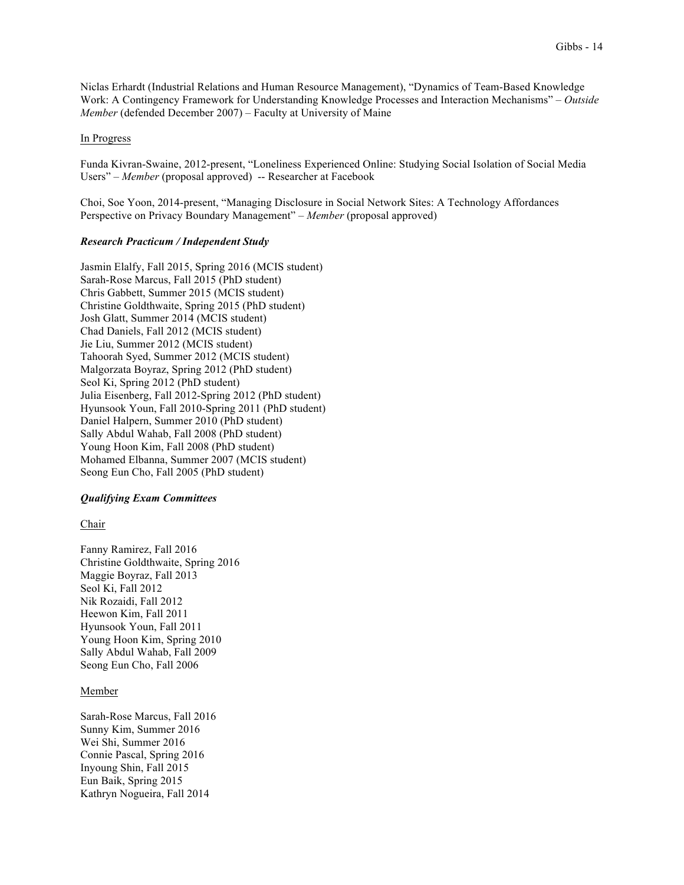Niclas Erhardt (Industrial Relations and Human Resource Management), "Dynamics of Team-Based Knowledge Work: A Contingency Framework for Understanding Knowledge Processes and Interaction Mechanisms" – *Outside Member* (defended December 2007) – Faculty at University of Maine

In Progress

Funda Kivran-Swaine, 2012-present, "Loneliness Experienced Online: Studying Social Isolation of Social Media Users" – *Member* (proposal approved) -- Researcher at Facebook

Choi, Soe Yoon, 2014-present, "Managing Disclosure in Social Network Sites: A Technology Affordances Perspective on Privacy Boundary Management" – *Member* (proposal approved)

***Research Practicum / Independent Study***

Jasmin Elalfy, Fall 2015, Spring 2016 (MCIS student)
Sarah-Rose Marcus, Fall 2015 (PhD student)
Chris Gabbett, Summer 2015 (MCIS student)
Christine Goldthwaite, Spring 2015 (PhD student)
Josh Glatt, Summer 2014 (MCIS student)
Chad Daniels, Fall 2012 (MCIS student)
Jie Liu, Summer 2012 (MCIS student)
Tahoorah Syed, Summer 2012 (MCIS student)
Malgorzata Boyraz, Spring 2012 (PhD student)
Seol Ki, Spring 2012 (PhD student)
Julia Eisenberg, Fall 2012-Spring 2012 (PhD student)
Hyunsook Youn, Fall 2010-Spring 2011 (PhD student)
Daniel Halpern, Summer 2010 (PhD student)
Sally Abdul Wahab, Fall 2008 (PhD student)
Young Hoon Kim, Fall 2008 (PhD student)
Mohamed Elbanna, Summer 2007 (MCIS student)
Seong Eun Cho, Fall 2005 (PhD student)

***Qualifying Exam Committees***

Chair

Fanny Ramirez, Fall 2016
Christine Goldthwaite, Spring 2016
Maggie Boyraz, Fall 2013
Seol Ki, Fall 2012
Nik Rozaidi, Fall 2012
Heewon Kim, Fall 2011
Hyunsook Youn, Fall 2011
Young Hoon Kim, Spring 2010
Sally Abdul Wahab, Fall 2009
Seong Eun Cho, Fall 2006

Member

Sarah-Rose Marcus, Fall 2016
Sunny Kim, Summer 2016
Wei Shi, Summer 2016
Connie Pascal, Spring 2016
Inyoung Shin, Fall 2015
Eun Baik, Spring 2015
Kathryn Nogueira, Fall 2014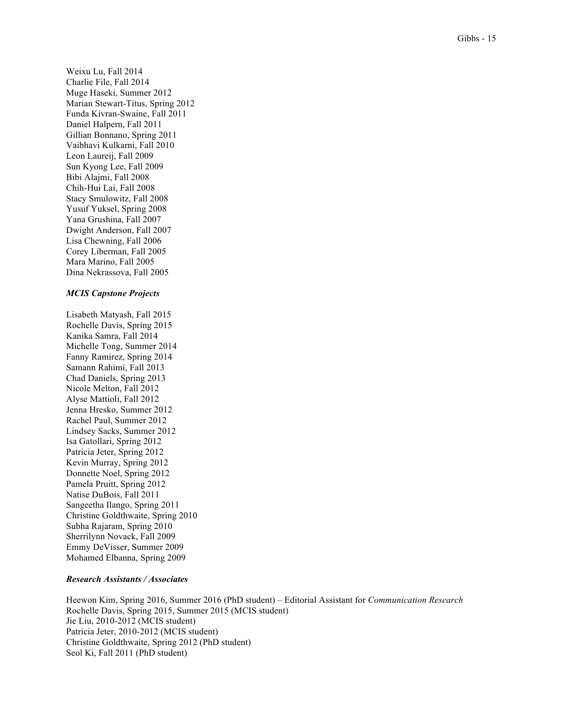Weixu Lu, Fall 2014
Charlie File, Fall 2014
Muge Haseki, Summer 2012
Marian Stewart-Titus, Spring 2012
Funda Kivran-Swaine, Fall 2011
Daniel Halpern, Fall 2011
Gillian Bonnano, Spring 2011
Vaibhavi Kulkarni, Fall 2010
Leon Laureij, Fall 2009
Sun Kyong Lee, Fall 2009
Bibi Alajmi, Fall 2008
Chih-Hui Lai, Fall 2008
Stacy Smulowitz, Fall 2008
Yusuf Yuksel, Spring 2008
Yana Grushina, Fall 2007
Dwight Anderson, Fall 2007
Lisa Chewning, Fall 2006
Corey Liberman, Fall 2005
Mara Marino, Fall 2005
Dina Nekrassova, Fall 2005

### *MCIS Capstone Projects*

Lisabeth Matyash, Fall 2015
Rochelle Davis, Spring 2015
Kanika Samra, Fall 2014
Michelle Tong, Summer 2014
Fanny Ramirez, Spring 2014
Samann Rahimi, Fall 2013
Chad Daniels, Spring 2013
Nicole Melton, Fall 2012
Alyse Mattioli, Fall 2012
Jenna Hresko, Summer 2012
Rachel Paul, Summer 2012
Lindsey Sacks, Summer 2012
Isa Gatollari, Spring 2012
Patricia Jeter, Spring 2012
Kevin Murray, Spring 2012
Donnette Noel, Spring 2012
Pamela Pruitt, Spring 2012
Natise DuBois, Fall 2011
Sangeetha Ilango, Spring 2011
Christine Goldthwaite, Spring 2010
Subha Rajaram, Spring 2010
Sherrilynn Novack, Fall 2009
Emmy DeVisser, Summer 2009
Mohamed Elbanna, Spring 2009

### *Research Assistants / Associates*

Heewon Kim, Spring 2016, Summer 2016 (PhD student) – Editorial Assistant for *Communication Research*
Rochelle Davis, Spring 2015, Summer 2015 (MCIS student)
Jie Liu, 2010-2012 (MCIS student)
Patricia Jeter, 2010-2012 (MCIS student)
Christine Goldthwaite, Spring 2012 (PhD student)
Seol Ki, Fall 2011 (PhD student)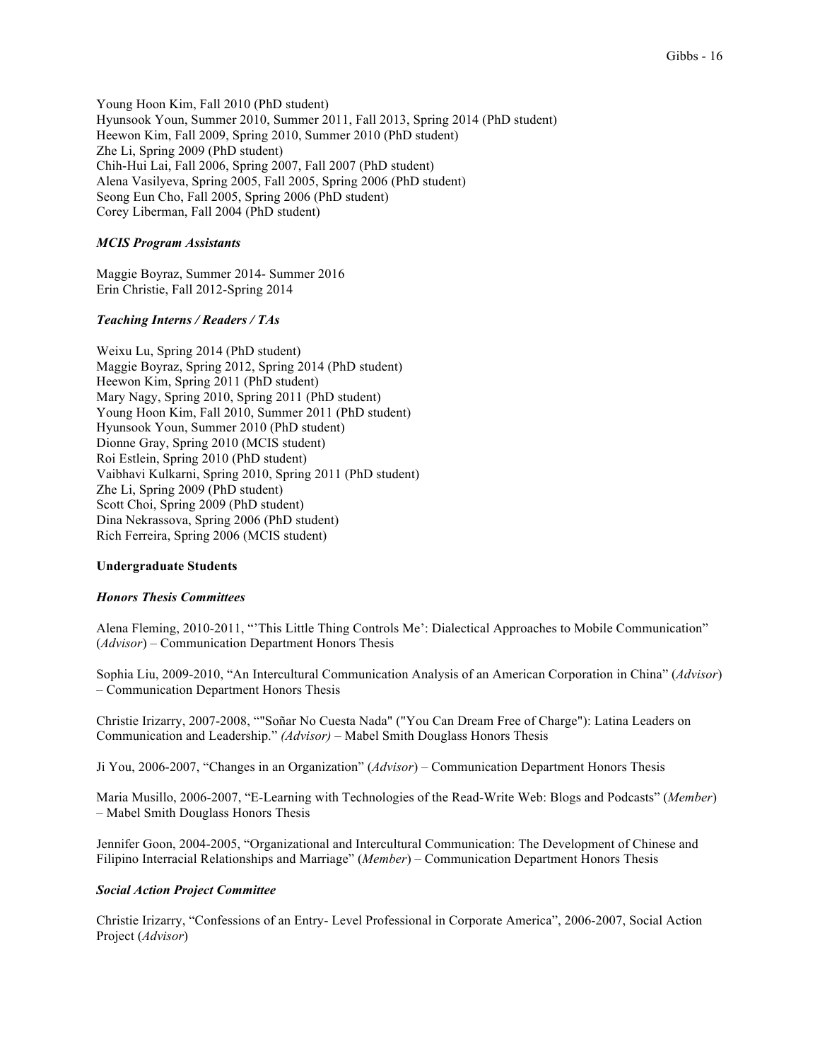Young Hoon Kim, Fall 2010 (PhD student)
Hyunsook Youn, Summer 2010, Summer 2011, Fall 2013, Spring 2014 (PhD student)
Heewon Kim, Fall 2009, Spring 2010, Summer 2010 (PhD student)
Zhe Li, Spring 2009 (PhD student)
Chih-Hui Lai, Fall 2006, Spring 2007, Fall 2007 (PhD student)
Alena Vasilyeva, Spring 2005, Fall 2005, Spring 2006 (PhD student)
Seong Eun Cho, Fall 2005, Spring 2006 (PhD student)
Corey Liberman, Fall 2004 (PhD student)

***MCIS Program Assistants***

Maggie Boyraz, Summer 2014- Summer 2016
Erin Christie, Fall 2012-Spring 2014

***Teaching Interns / Readers / TAs***

Weixu Lu, Spring 2014 (PhD student)
Maggie Boyraz, Spring 2012, Spring 2014 (PhD student)
Heewon Kim, Spring 2011 (PhD student)
Mary Nagy, Spring 2010, Spring 2011 (PhD student)
Young Hoon Kim, Fall 2010, Summer 2011 (PhD student)
Hyunsook Youn, Summer 2010 (PhD student)
Dionne Gray, Spring 2010 (MCIS student)
Roi Estlein, Spring 2010 (PhD student)
Vaibhavi Kulkarni, Spring 2010, Spring 2011 (PhD student)
Zhe Li, Spring 2009 (PhD student)
Scott Choi, Spring 2009 (PhD student)
Dina Nekrassova, Spring 2006 (PhD student)
Rich Ferreira, Spring 2006 (MCIS student)

**Undergraduate Students**

***Honors Thesis Committees***

Alena Fleming, 2010-2011, "'This Little Thing Controls Me': Dialectical Approaches to Mobile Communication" (*Advisor*) – Communication Department Honors Thesis

Sophia Liu, 2009-2010, "An Intercultural Communication Analysis of an American Corporation in China" (*Advisor*) – Communication Department Honors Thesis

Christie Irizarry, 2007-2008, ""Soñar No Cuesta Nada" ("You Can Dream Free of Charge"): Latina Leaders on Communication and Leadership." *(Advisor)* – Mabel Smith Douglass Honors Thesis

Ji You, 2006-2007, "Changes in an Organization" (*Advisor*) – Communication Department Honors Thesis

Maria Musillo, 2006-2007, "E-Learning with Technologies of the Read-Write Web: Blogs and Podcasts" (*Member*) – Mabel Smith Douglass Honors Thesis

Jennifer Goon, 2004-2005, "Organizational and Intercultural Communication: The Development of Chinese and Filipino Interracial Relationships and Marriage" (*Member*) – Communication Department Honors Thesis

***Social Action Project Committee***

Christie Irizarry, "Confessions of an Entry- Level Professional in Corporate America", 2006-2007, Social Action Project (*Advisor*)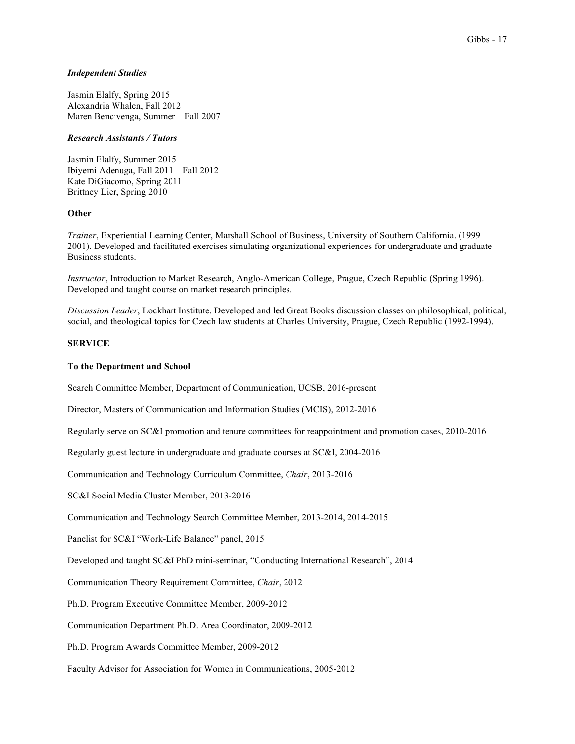*Independent Studies*

Jasmin Elalfy, Spring 2015
Alexandria Whalen, Fall 2012
Maren Bencivenga, Summer – Fall 2007

*Research Assistants / Tutors*

Jasmin Elalfy, Summer 2015
Ibiyemi Adenuga, Fall 2011 – Fall 2012
Kate DiGiacomo, Spring 2011
Brittney Lier, Spring 2010

**Other**

*Trainer*, Experiential Learning Center, Marshall School of Business, University of Southern California. (1999–2001). Developed and facilitated exercises simulating organizational experiences for undergraduate and graduate Business students.

*Instructor*, Introduction to Market Research, Anglo-American College, Prague, Czech Republic (Spring 1996). Developed and taught course on market research principles.

*Discussion Leader*, Lockhart Institute. Developed and led Great Books discussion classes on philosophical, political, social, and theological topics for Czech law students at Charles University, Prague, Czech Republic (1992-1994).

## SERVICE

**To the Department and School**

Search Committee Member, Department of Communication, UCSB, 2016-present

Director, Masters of Communication and Information Studies (MCIS), 2012-2016

Regularly serve on SC&I promotion and tenure committees for reappointment and promotion cases, 2010-2016

Regularly guest lecture in undergraduate and graduate courses at SC&I, 2004-2016

Communication and Technology Curriculum Committee, *Chair*, 2013-2016

SC&I Social Media Cluster Member, 2013-2016

Communication and Technology Search Committee Member, 2013-2014, 2014-2015

Panelist for SC&I "Work-Life Balance" panel, 2015

Developed and taught SC&I PhD mini-seminar, "Conducting International Research", 2014

Communication Theory Requirement Committee, *Chair*, 2012

Ph.D. Program Executive Committee Member, 2009-2012

Communication Department Ph.D. Area Coordinator, 2009-2012

Ph.D. Program Awards Committee Member, 2009-2012

Faculty Advisor for Association for Women in Communications, 2005-2012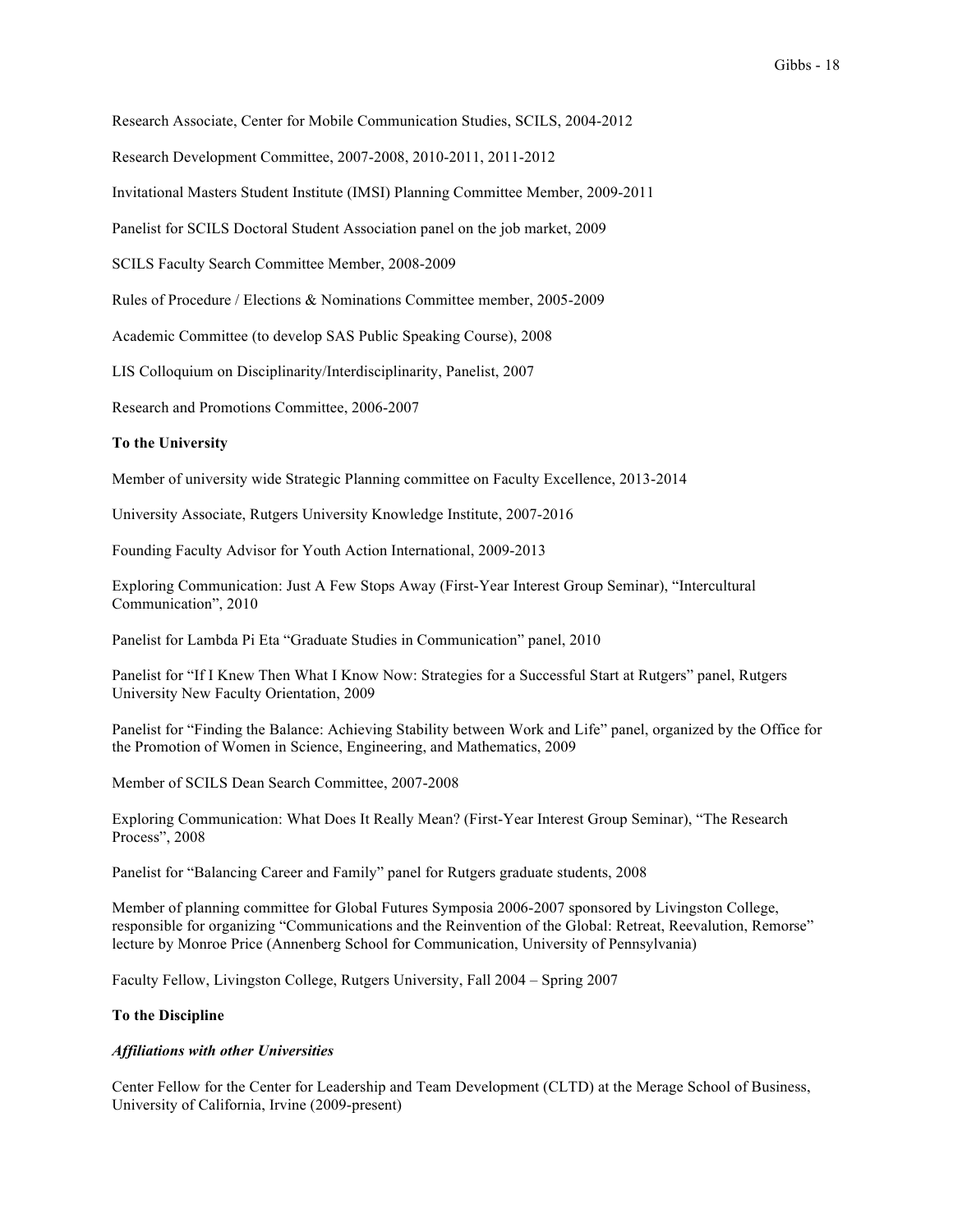Research Associate, Center for Mobile Communication Studies, SCILS, 2004-2012

Research Development Committee, 2007-2008, 2010-2011, 2011-2012

Invitational Masters Student Institute (IMSI) Planning Committee Member, 2009-2011

Panelist for SCILS Doctoral Student Association panel on the job market, 2009

SCILS Faculty Search Committee Member, 2008-2009

Rules of Procedure / Elections & Nominations Committee member, 2005-2009

Academic Committee (to develop SAS Public Speaking Course), 2008

LIS Colloquium on Disciplinarity/Interdisciplinarity, Panelist, 2007

Research and Promotions Committee, 2006-2007

**To the University**

Member of university wide Strategic Planning committee on Faculty Excellence, 2013-2014

University Associate, Rutgers University Knowledge Institute, 2007-2016

Founding Faculty Advisor for Youth Action International, 2009-2013

Exploring Communication: Just A Few Stops Away (First-Year Interest Group Seminar), "Intercultural Communication", 2010

Panelist for Lambda Pi Eta "Graduate Studies in Communication" panel, 2010

Panelist for "If I Knew Then What I Know Now: Strategies for a Successful Start at Rutgers" panel, Rutgers University New Faculty Orientation, 2009

Panelist for "Finding the Balance: Achieving Stability between Work and Life" panel, organized by the Office for the Promotion of Women in Science, Engineering, and Mathematics, 2009

Member of SCILS Dean Search Committee, 2007-2008

Exploring Communication: What Does It Really Mean? (First-Year Interest Group Seminar), "The Research Process", 2008

Panelist for "Balancing Career and Family" panel for Rutgers graduate students, 2008

Member of planning committee for Global Futures Symposia 2006-2007 sponsored by Livingston College, responsible for organizing "Communications and the Reinvention of the Global: Retreat, Reevalution, Remorse" lecture by Monroe Price (Annenberg School for Communication, University of Pennsylvania)

Faculty Fellow, Livingston College, Rutgers University, Fall 2004 – Spring 2007

**To the Discipline**

***Affiliations with other Universities***

Center Fellow for the Center for Leadership and Team Development (CLTD) at the Merage School of Business, University of California, Irvine (2009-present)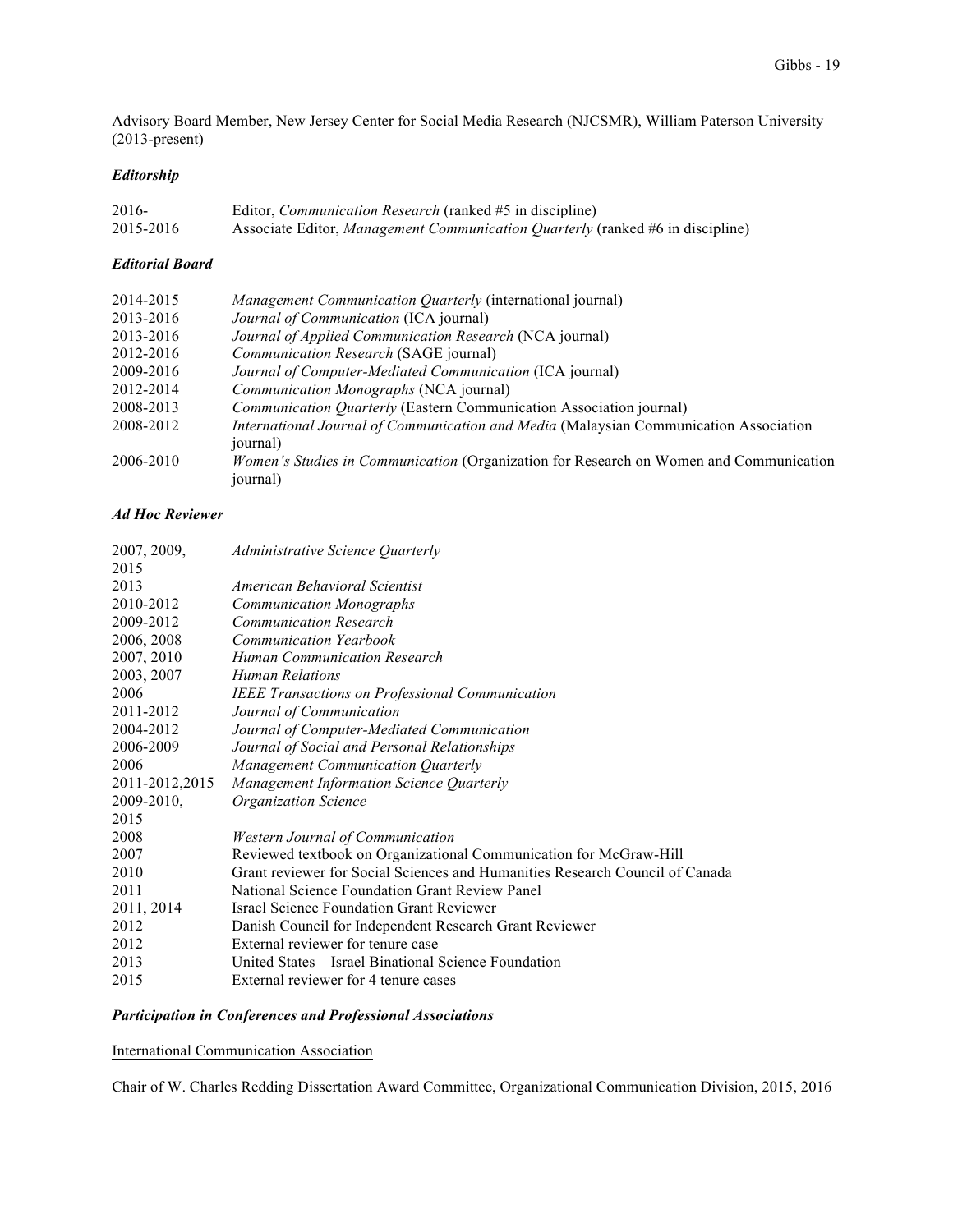Advisory Board Member, New Jersey Center for Social Media Research (NJCSMR), William Paterson University (2013-present)

### *Editorship*

| | |
|---|---|
| 2016- | Editor, *Communication Research* (ranked #5 in discipline) |
| 2015-2016 | Associate Editor, *Management Communication Quarterly* (ranked #6 in discipline) |

### *Editorial Board*

| | |
|---|---|
| 2014-2015 | *Management Communication Quarterly* (international journal) |
| 2013-2016 | *Journal of Communication* (ICA journal) |
| 2013-2016 | *Journal of Applied Communication Research* (NCA journal) |
| 2012-2016 | *Communication Research* (SAGE journal) |
| 2009-2016 | *Journal of Computer-Mediated Communication* (ICA journal) |
| 2012-2014 | *Communication Monographs* (NCA journal) |
| 2008-2013 | *Communication Quarterly* (Eastern Communication Association journal) |
| 2008-2012 | *International Journal of Communication and Media* (Malaysian Communication Association journal) |
| 2006-2010 | *Women's Studies in Communication* (Organization for Research on Women and Communication journal) |

### *Ad Hoc Reviewer*

| | |
|---|---|
| 2007, 2009, 2015 | *Administrative Science Quarterly* |
| 2013 | *American Behavioral Scientist* |
| 2010-2012 | *Communication Monographs* |
| 2009-2012 | *Communication Research* |
| 2006, 2008 | *Communication Yearbook* |
| 2007, 2010 | *Human Communication Research* |
| 2003, 2007 | *Human Relations* |
| 2006 | *IEEE Transactions on Professional Communication* |
| 2011-2012 | *Journal of Communication* |
| 2004-2012 | *Journal of Computer-Mediated Communication* |
| 2006-2009 | *Journal of Social and Personal Relationships* |
| 2006 | *Management Communication Quarterly* |
| 2011-2012,2015 | *Management Information Science Quarterly* |
| 2009-2010, 2015 | *Organization Science* |
| 2008 | *Western Journal of Communication* |
| 2007 | Reviewed textbook on Organizational Communication for McGraw-Hill |
| 2010 | Grant reviewer for Social Sciences and Humanities Research Council of Canada |
| 2011 | National Science Foundation Grant Review Panel |
| 2011, 2014 | Israel Science Foundation Grant Reviewer |
| 2012 | Danish Council for Independent Research Grant Reviewer |
| 2012 | External reviewer for tenure case |
| 2013 | United States – Israel Binational Science Foundation |
| 2015 | External reviewer for 4 tenure cases |

### *Participation in Conferences and Professional Associations*

International Communication Association

Chair of W. Charles Redding Dissertation Award Committee, Organizational Communication Division, 2015, 2016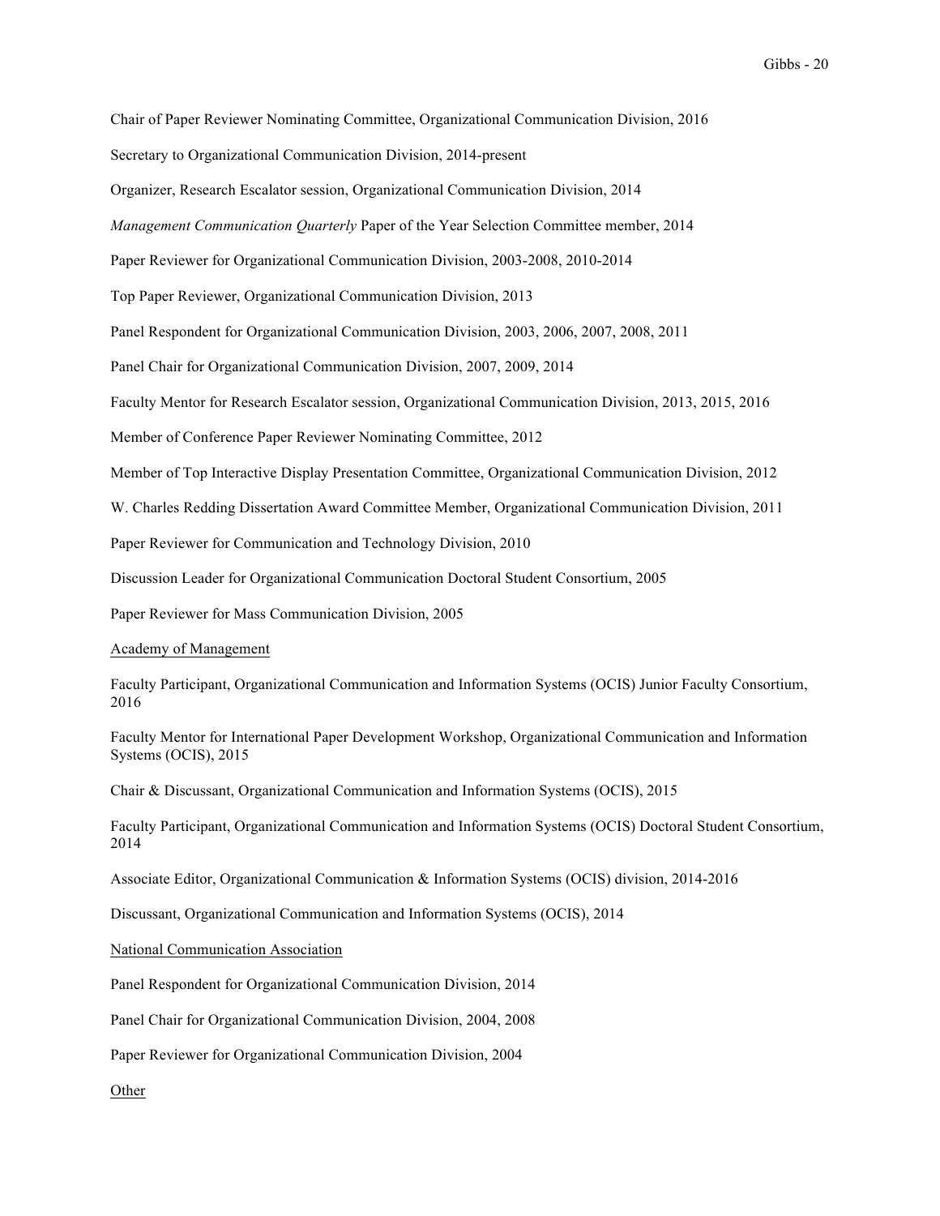Chair of Paper Reviewer Nominating Committee, Organizational Communication Division, 2016

Secretary to Organizational Communication Division, 2014-present

Organizer, Research Escalator session, Organizational Communication Division, 2014

*Management Communication Quarterly* Paper of the Year Selection Committee member, 2014

Paper Reviewer for Organizational Communication Division, 2003-2008, 2010-2014

Top Paper Reviewer, Organizational Communication Division, 2013

Panel Respondent for Organizational Communication Division, 2003, 2006, 2007, 2008, 2011

Panel Chair for Organizational Communication Division, 2007, 2009, 2014

Faculty Mentor for Research Escalator session, Organizational Communication Division, 2013, 2015, 2016

Member of Conference Paper Reviewer Nominating Committee, 2012

Member of Top Interactive Display Presentation Committee, Organizational Communication Division, 2012

W. Charles Redding Dissertation Award Committee Member, Organizational Communication Division, 2011

Paper Reviewer for Communication and Technology Division, 2010

Discussion Leader for Organizational Communication Doctoral Student Consortium, 2005

Paper Reviewer for Mass Communication Division, 2005

<u>Academy of Management</u>

Faculty Participant, Organizational Communication and Information Systems (OCIS) Junior Faculty Consortium, 2016

Faculty Mentor for International Paper Development Workshop, Organizational Communication and Information Systems (OCIS), 2015

Chair & Discussant, Organizational Communication and Information Systems (OCIS), 2015

Faculty Participant, Organizational Communication and Information Systems (OCIS) Doctoral Student Consortium, 2014

Associate Editor, Organizational Communication & Information Systems (OCIS) division, 2014-2016

Discussant, Organizational Communication and Information Systems (OCIS), 2014

<u>National Communication Association</u>

Panel Respondent for Organizational Communication Division, 2014

Panel Chair for Organizational Communication Division, 2004, 2008

Paper Reviewer for Organizational Communication Division, 2004

<u>Other</u>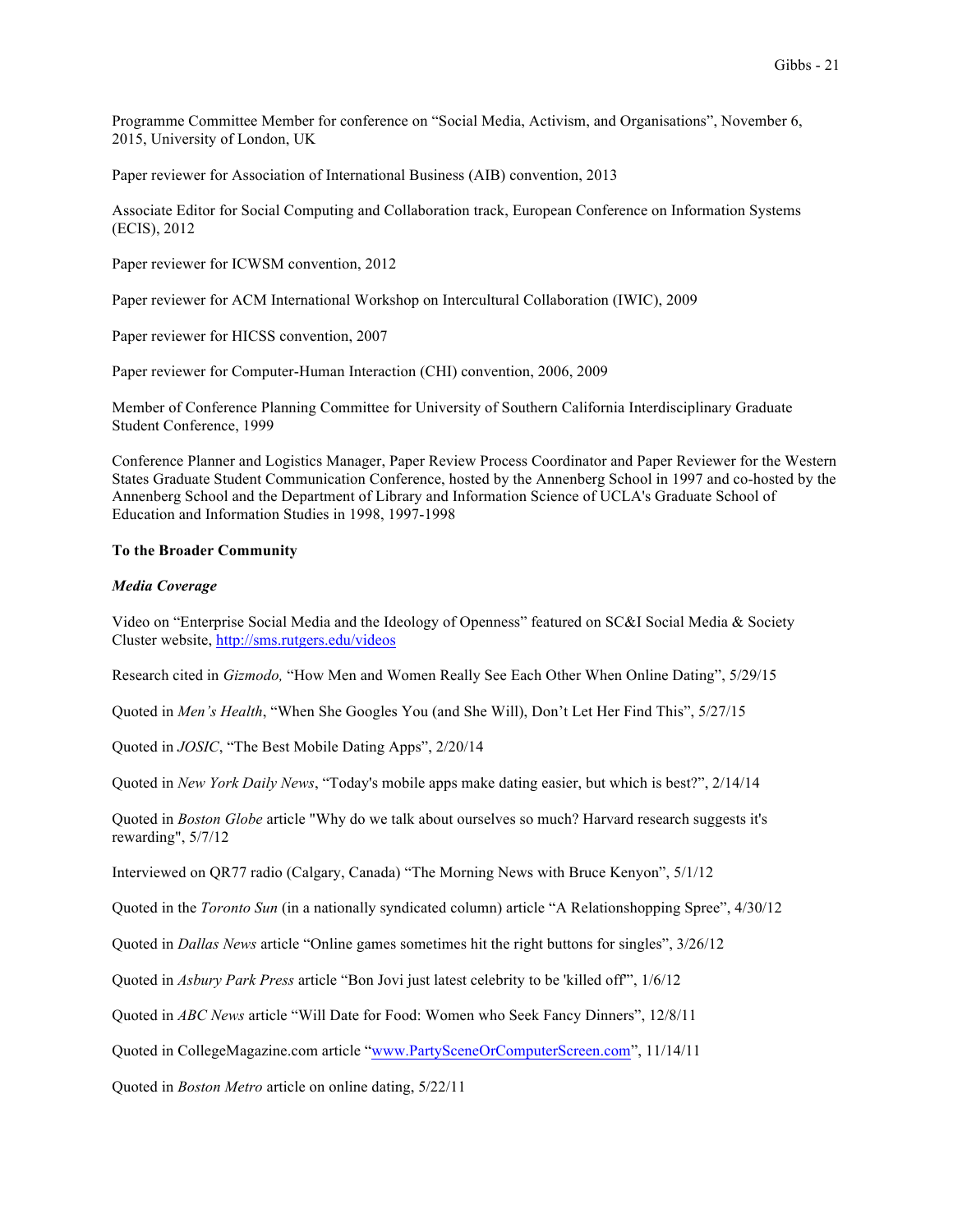Programme Committee Member for conference on “Social Media, Activism, and Organisations”, November 6, 2015, University of London, UK

Paper reviewer for Association of International Business (AIB) convention, 2013

Associate Editor for Social Computing and Collaboration track, European Conference on Information Systems (ECIS), 2012

Paper reviewer for ICWSM convention, 2012

Paper reviewer for ACM International Workshop on Intercultural Collaboration (IWIC), 2009

Paper reviewer for HICSS convention, 2007

Paper reviewer for Computer-Human Interaction (CHI) convention, 2006, 2009

Member of Conference Planning Committee for University of Southern California Interdisciplinary Graduate Student Conference, 1999

Conference Planner and Logistics Manager, Paper Review Process Coordinator and Paper Reviewer for the Western States Graduate Student Communication Conference, hosted by the Annenberg School in 1997 and co-hosted by the Annenberg School and the Department of Library and Information Science of UCLA's Graduate School of Education and Information Studies in 1998, 1997-1998

**To the Broader Community**

***Media Coverage***

Video on “Enterprise Social Media and the Ideology of Openness” featured on SC&I Social Media & Society Cluster website, http://sms.rutgers.edu/videos

Research cited in *Gizmodo,* “How Men and Women Really See Each Other When Online Dating”, 5/29/15

Quoted in *Men’s Health*, “When She Googles You (and She Will), Don’t Let Her Find This”, 5/27/15

Quoted in *JOSIC*, “The Best Mobile Dating Apps”, 2/20/14

Quoted in *New York Daily News*, “Today's mobile apps make dating easier, but which is best?”, 2/14/14

Quoted in *Boston Globe* article "Why do we talk about ourselves so much? Harvard research suggests it's rewarding", 5/7/12

Interviewed on QR77 radio (Calgary, Canada) “The Morning News with Bruce Kenyon”, 5/1/12

Quoted in the *Toronto Sun* (in a nationally syndicated column) article “A Relationshopping Spree”, 4/30/12

Quoted in *Dallas News* article “Online games sometimes hit the right buttons for singles”, 3/26/12

Quoted in *Asbury Park Press* article “Bon Jovi just latest celebrity to be 'killed off'”, 1/6/12

Quoted in *ABC News* article “Will Date for Food: Women who Seek Fancy Dinners”, 12/8/11

Quoted in CollegeMagazine.com article “www.PartySceneOrComputerScreen.com”, 11/14/11

Quoted in *Boston Metro* article on online dating, 5/22/11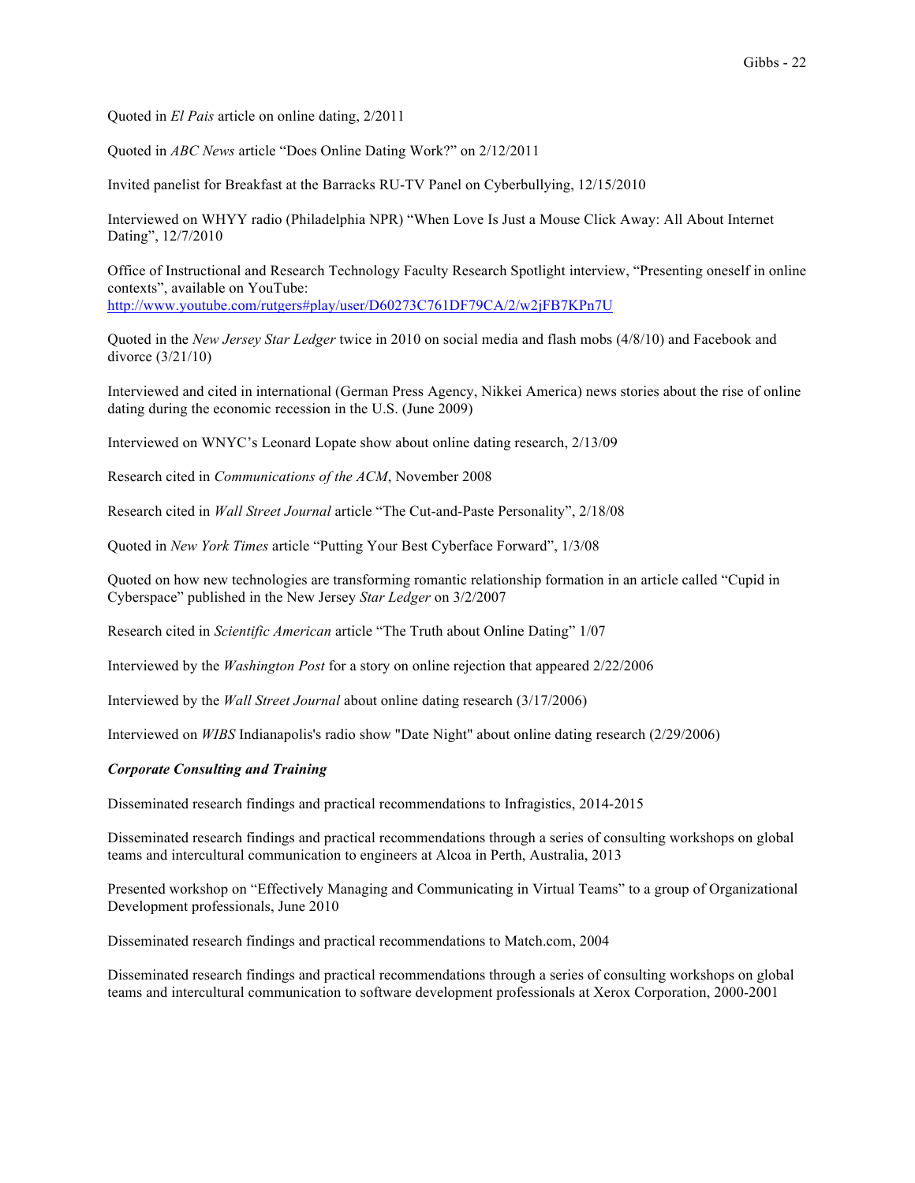Quoted in *El Pais* article on online dating, 2/2011

Quoted in *ABC News* article "Does Online Dating Work?" on 2/12/2011

Invited panelist for Breakfast at the Barracks RU-TV Panel on Cyberbullying, 12/15/2010

Interviewed on WHYY radio (Philadelphia NPR) "When Love Is Just a Mouse Click Away: All About Internet Dating", 12/7/2010

Office of Instructional and Research Technology Faculty Research Spotlight interview, "Presenting oneself in online contexts", available on YouTube: http://www.youtube.com/rutgers#play/user/D60273C761DF79CA/2/w2jFB7KPn7U

Quoted in the *New Jersey Star Ledger* twice in 2010 on social media and flash mobs (4/8/10) and Facebook and divorce (3/21/10)

Interviewed and cited in international (German Press Agency, Nikkei America) news stories about the rise of online dating during the economic recession in the U.S. (June 2009)

Interviewed on WNYC's Leonard Lopate show about online dating research, 2/13/09

Research cited in *Communications of the ACM*, November 2008

Research cited in *Wall Street Journal* article "The Cut-and-Paste Personality", 2/18/08

Quoted in *New York Times* article "Putting Your Best Cyberface Forward", 1/3/08

Quoted on how new technologies are transforming romantic relationship formation in an article called "Cupid in Cyberspace" published in the New Jersey *Star Ledger* on 3/2/2007

Research cited in *Scientific American* article "The Truth about Online Dating" 1/07

Interviewed by the *Washington Post* for a story on online rejection that appeared 2/22/2006

Interviewed by the *Wall Street Journal* about online dating research (3/17/2006)

Interviewed on *WIBS* Indianapolis's radio show "Date Night" about online dating research (2/29/2006)

***Corporate Consulting and Training***

Disseminated research findings and practical recommendations to Infragistics, 2014-2015

Disseminated research findings and practical recommendations through a series of consulting workshops on global teams and intercultural communication to engineers at Alcoa in Perth, Australia, 2013

Presented workshop on "Effectively Managing and Communicating in Virtual Teams" to a group of Organizational Development professionals, June 2010

Disseminated research findings and practical recommendations to Match.com, 2004

Disseminated research findings and practical recommendations through a series of consulting workshops on global teams and intercultural communication to software development professionals at Xerox Corporation, 2000-2001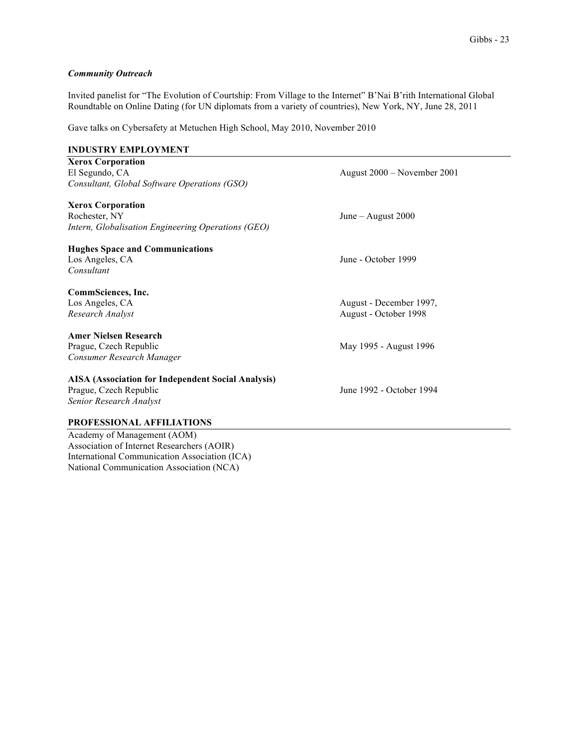***Community Outreach***

Invited panelist for "The Evolution of Courtship: From Village to the Internet" B'Nai B'rith International Global Roundtable on Online Dating (for UN diplomats from a variety of countries), New York, NY, June 28, 2011

Gave talks on Cybersafety at Metuchen High School, May 2010, November 2010

## INDUSTRY EMPLOYMENT

**Xerox Corporation**
El Segundo, CA — August 2000 – November 2001
*Consultant, Global Software Operations (GSO)*

**Xerox Corporation**
Rochester, NY — June – August 2000
*Intern, Globalisation Engineering Operations (GEO)*

**Hughes Space and Communications**
Los Angeles, CA — June - October 1999
*Consultant*

**CommSciences, Inc.**
Los Angeles, CA — August - December 1997, August - October 1998
*Research Analyst*

**Amer Nielsen Research**
Prague, Czech Republic — May 1995 - August 1996
*Consumer Research Manager*

**AISA (Association for Independent Social Analysis)**
Prague, Czech Republic — June 1992 - October 1994
*Senior Research Analyst*

## PROFESSIONAL AFFILIATIONS

Academy of Management (AOM)
Association of Internet Researchers (AOIR)
International Communication Association (ICA)
National Communication Association (NCA)